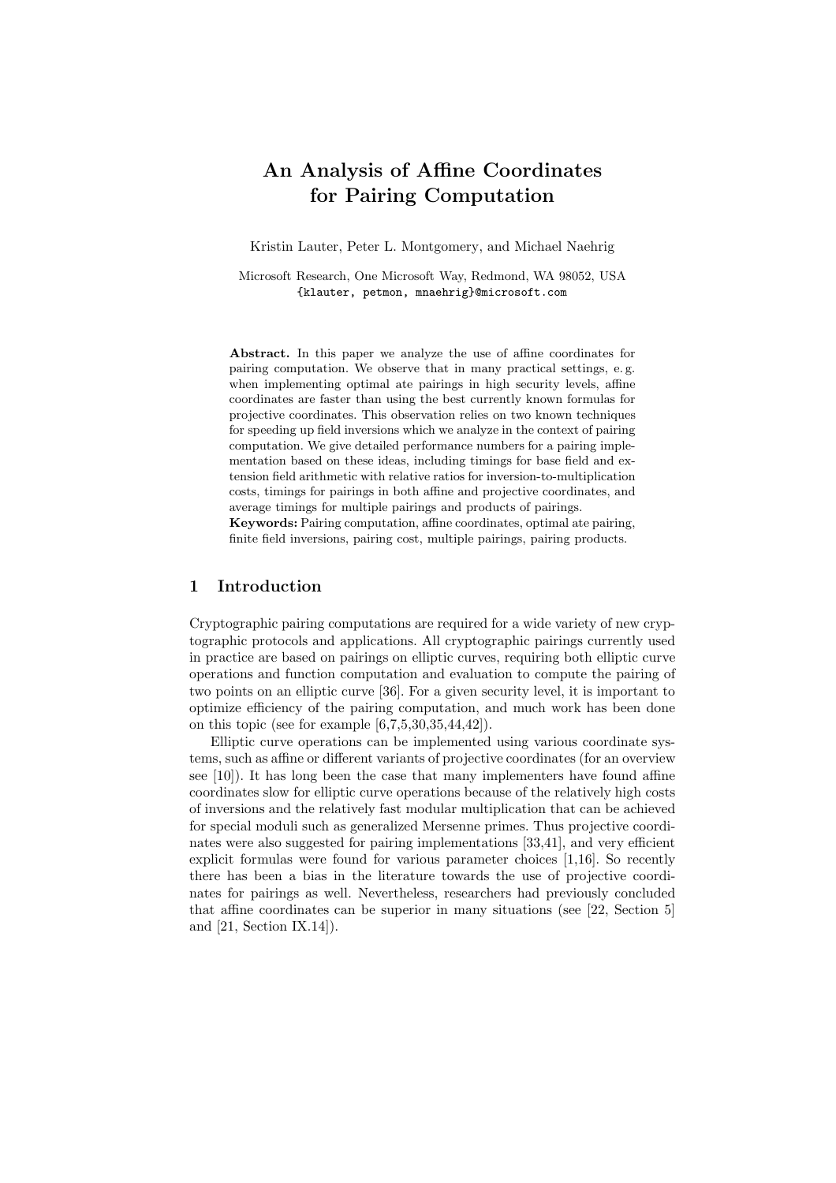# An Analysis of Affine Coordinates for Pairing Computation

Kristin Lauter, Peter L. Montgomery, and Michael Naehrig

Microsoft Research, One Microsoft Way, Redmond, WA 98052, USA
{klauter, petmon, mnaehrig}@microsoft.com

**Abstract.** In this paper we analyze the use of affine coordinates for pairing computation. We observe that in many practical settings, e. g. when implementing optimal ate pairings in high security levels, affine coordinates are faster than using the best currently known formulas for projective coordinates. This observation relies on two known techniques for speeding up field inversions which we analyze in the context of pairing computation. We give detailed performance numbers for a pairing implementation based on these ideas, including timings for base field and extension field arithmetic with relative ratios for inversion-to-multiplication costs, timings for pairings in both affine and projective coordinates, and average timings for multiple pairings and products of pairings.

**Keywords:** Pairing computation, affine coordinates, optimal ate pairing, finite field inversions, pairing cost, multiple pairings, pairing products.

## 1 Introduction

Cryptographic pairing computations are required for a wide variety of new cryptographic protocols and applications. All cryptographic pairings currently used in practice are based on pairings on elliptic curves, requiring both elliptic curve operations and function computation and evaluation to compute the pairing of two points on an elliptic curve [36]. For a given security level, it is important to optimize efficiency of the pairing computation, and much work has been done on this topic (see for example [6,7,5,30,35,44,42]).

Elliptic curve operations can be implemented using various coordinate systems, such as affine or different variants of projective coordinates (for an overview see [10]). It has long been the case that many implementers have found affine coordinates slow for elliptic curve operations because of the relatively high costs of inversions and the relatively fast modular multiplication that can be achieved for special moduli such as generalized Mersenne primes. Thus projective coordinates were also suggested for pairing implementations [33,41], and very efficient explicit formulas were found for various parameter choices [1,16]. So recently there has been a bias in the literature towards the use of projective coordinates for pairings as well. Nevertheless, researchers had previously concluded that affine coordinates can be superior in many situations (see [22, Section 5] and [21, Section IX.14]).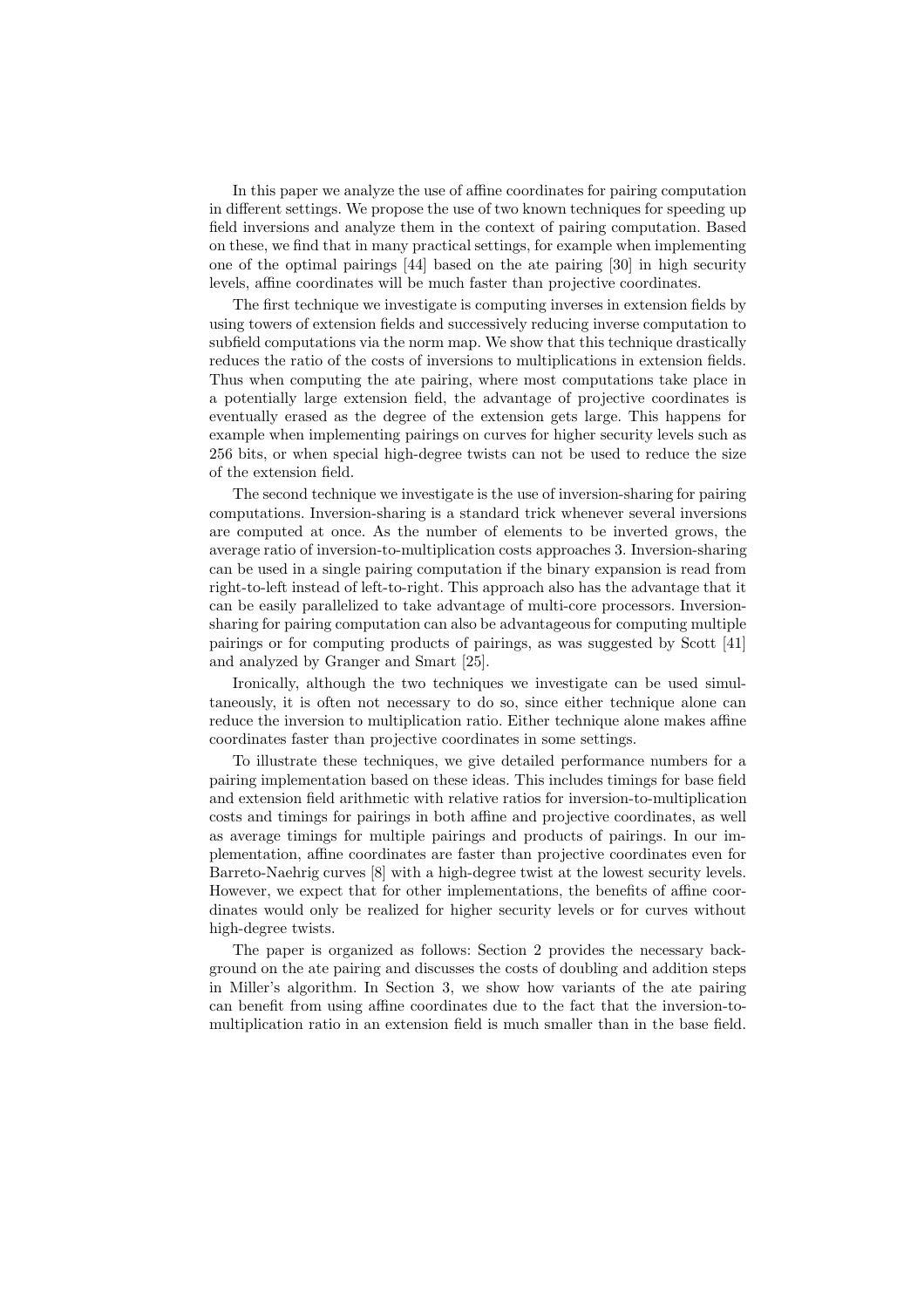In this paper we analyze the use of affine coordinates for pairing computation in different settings. We propose the use of two known techniques for speeding up field inversions and analyze them in the context of pairing computation. Based on these, we find that in many practical settings, for example when implementing one of the optimal pairings [44] based on the ate pairing [30] in high security levels, affine coordinates will be much faster than projective coordinates.

The first technique we investigate is computing inverses in extension fields by using towers of extension fields and successively reducing inverse computation to subfield computations via the norm map. We show that this technique drastically reduces the ratio of the costs of inversions to multiplications in extension fields. Thus when computing the ate pairing, where most computations take place in a potentially large extension field, the advantage of projective coordinates is eventually erased as the degree of the extension gets large. This happens for example when implementing pairings on curves for higher security levels such as 256 bits, or when special high-degree twists can not be used to reduce the size of the extension field.

The second technique we investigate is the use of inversion-sharing for pairing computations. Inversion-sharing is a standard trick whenever several inversions are computed at once. As the number of elements to be inverted grows, the average ratio of inversion-to-multiplication costs approaches 3. Inversion-sharing can be used in a single pairing computation if the binary expansion is read from right-to-left instead of left-to-right. This approach also has the advantage that it can be easily parallelized to take advantage of multi-core processors. Inversion-sharing for pairing computation can also be advantageous for computing multiple pairings or for computing products of pairings, as was suggested by Scott [41] and analyzed by Granger and Smart [25].

Ironically, although the two techniques we investigate can be used simultaneously, it is often not necessary to do so, since either technique alone can reduce the inversion to multiplication ratio. Either technique alone makes affine coordinates faster than projective coordinates in some settings.

To illustrate these techniques, we give detailed performance numbers for a pairing implementation based on these ideas. This includes timings for base field and extension field arithmetic with relative ratios for inversion-to-multiplication costs and timings for pairings in both affine and projective coordinates, as well as average timings for multiple pairings and products of pairings. In our implementation, affine coordinates are faster than projective coordinates even for Barreto-Naehrig curves [8] with a high-degree twist at the lowest security levels. However, we expect that for other implementations, the benefits of affine coordinates would only be realized for higher security levels or for curves without high-degree twists.

The paper is organized as follows: Section 2 provides the necessary background on the ate pairing and discusses the costs of doubling and addition steps in Miller's algorithm. In Section 3, we show how variants of the ate pairing can benefit from using affine coordinates due to the fact that the inversion-to-multiplication ratio in an extension field is much smaller than in the base field.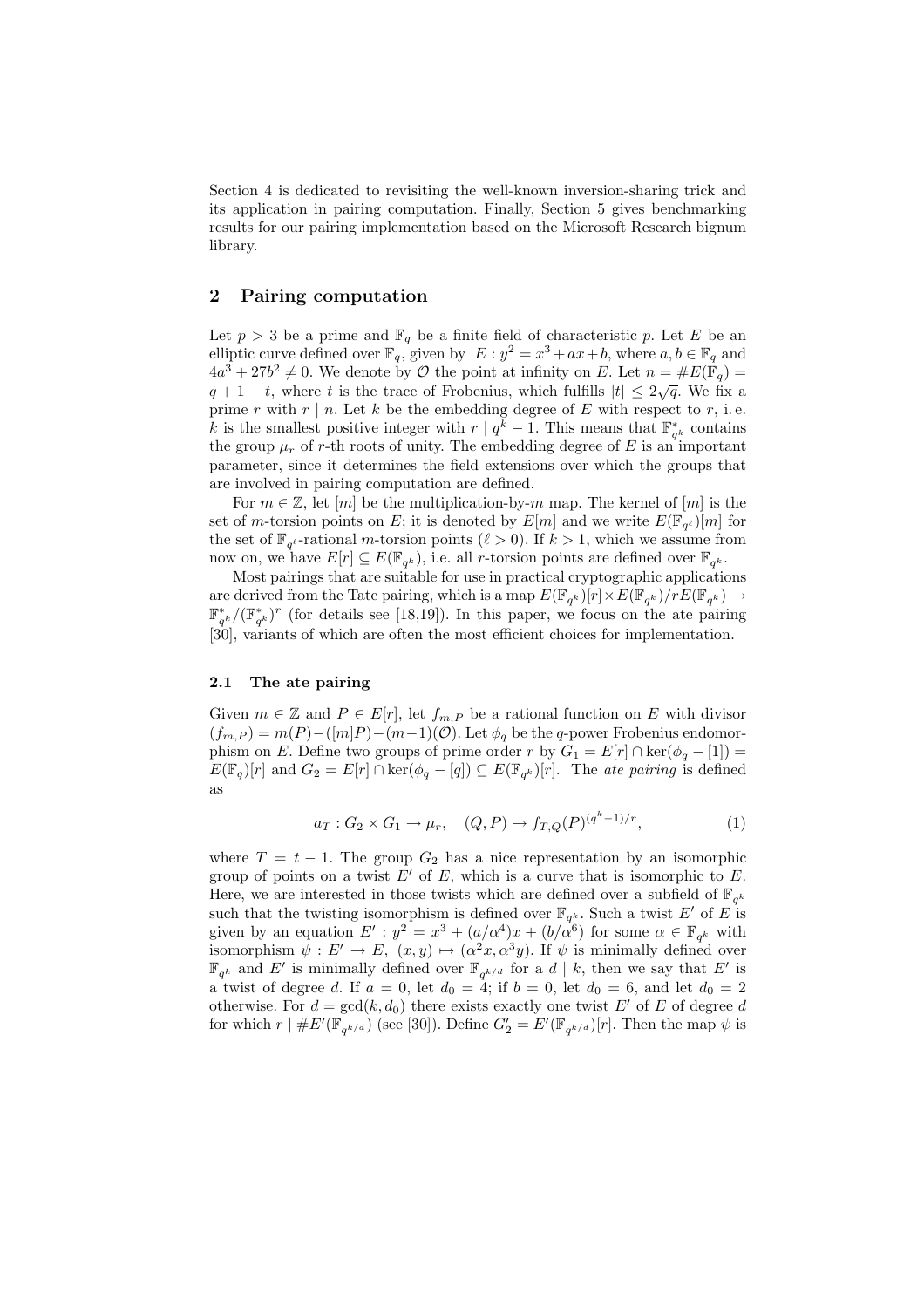Section 4 is dedicated to revisiting the well-known inversion-sharing trick and its application in pairing computation. Finally, Section 5 gives benchmarking results for our pairing implementation based on the Microsoft Research bignum library.

## 2 Pairing computation

Let $p > 3$ be a prime and $\mathbb{F}_q$ be a finite field of characteristic $p$. Let $E$ be an elliptic curve defined over $\mathbb{F}_q$, given by $E : y^2 = x^3 + ax + b$, where $a, b \in \mathbb{F}_q$ and $4a^3 + 27b^2 \neq 0$. We denote by $\mathcal{O}$ the point at infinity on $E$. Let $n = \#E(\mathbb{F}_q) = q + 1 - t$, where $t$ is the trace of Frobenius, which fulfills $|t| \leq 2\sqrt{q}$. We fix a prime $r$ with $r \mid n$. Let $k$ be the embedding degree of $E$ with respect to $r$, i. e. $k$ is the smallest positive integer with $r \mid q^k - 1$. This means that $\mathbb{F}_{q^k}^*$ contains the group $\mu_r$ of $r$-th roots of unity. The embedding degree of $E$ is an important parameter, since it determines the field extensions over which the groups that are involved in pairing computation are defined.

For $m \in \mathbb{Z}$, let $[m]$ be the multiplication-by-$m$ map. The kernel of $[m]$ is the set of $m$-torsion points on $E$; it is denoted by $E[m]$ and we write $E(\mathbb{F}_{q^\ell})[m]$ for the set of $\mathbb{F}_{q^\ell}$-rational $m$-torsion points ($\ell > 0$). If $k > 1$, which we assume from now on, we have $E[r] \subseteq E(\mathbb{F}_{q^k})$, i.e. all $r$-torsion points are defined over $\mathbb{F}_{q^k}$.

Most pairings that are suitable for use in practical cryptographic applications are derived from the Tate pairing, which is a map $E(\mathbb{F}_{q^k})[r] \times E(\mathbb{F}_{q^k})/rE(\mathbb{F}_{q^k}) \to \mathbb{F}_{q^k}^*/(\mathbb{F}_{q^k}^*)^r$ (for details see [18,19]). In this paper, we focus on the ate pairing [30], variants of which are often the most efficient choices for implementation.

### 2.1 The ate pairing

Given $m \in \mathbb{Z}$ and $P \in E[r]$, let $f_{m,P}$ be a rational function on $E$ with divisor $(f_{m,P}) = m(P) - ([m]P) - (m-1)(\mathcal{O})$. Let $\phi_q$ be the $q$-power Frobenius endomorphism on $E$. Define two groups of prime order $r$ by $G_1 = E[r] \cap \ker(\phi_q - [1]) = E(\mathbb{F}_q)[r]$ and $G_2 = E[r] \cap \ker(\phi_q - [q]) \subseteq E(\mathbb{F}_{q^k})[r]$. The *ate pairing* is defined as

$$a_T : G_2 \times G_1 \to \mu_r, \quad (Q, P) \mapsto f_{T,Q}(P)^{(q^k-1)/r}, \tag{1}$$

where $T = t - 1$. The group $G_2$ has a nice representation by an isomorphic group of points on a twist $E'$ of $E$, which is a curve that is isomorphic to $E$. Here, we are interested in those twists which are defined over a subfield of $\mathbb{F}_{q^k}$ such that the twisting isomorphism is defined over $\mathbb{F}_{q^k}$. Such a twist $E'$ of $E$ is given by an equation $E' : y^2 = x^3 + (a/\alpha^4)x + (b/\alpha^6)$ for some $\alpha \in \mathbb{F}_{q^k}$ with isomorphism $\psi : E' \to E$, $(x, y) \mapsto (\alpha^2 x, \alpha^3 y)$. If $\psi$ is minimally defined over $\mathbb{F}_{q^k}$ and $E'$ is minimally defined over $\mathbb{F}_{q^{k/d}}$ for a $d \mid k$, then we say that $E'$ is a twist of degree $d$. If $a = 0$, let $d_0 = 4$; if $b = 0$, let $d_0 = 6$, and let $d_0 = 2$ otherwise. For $d = \gcd(k, d_0)$ there exists exactly one twist $E'$ of $E$ of degree $d$ for which $r \mid \#E'(\mathbb{F}_{q^{k/d}})$ (see [30]). Define $G_2' = E'(\mathbb{F}_{q^{k/d}})[r]$. Then the map $\psi$ is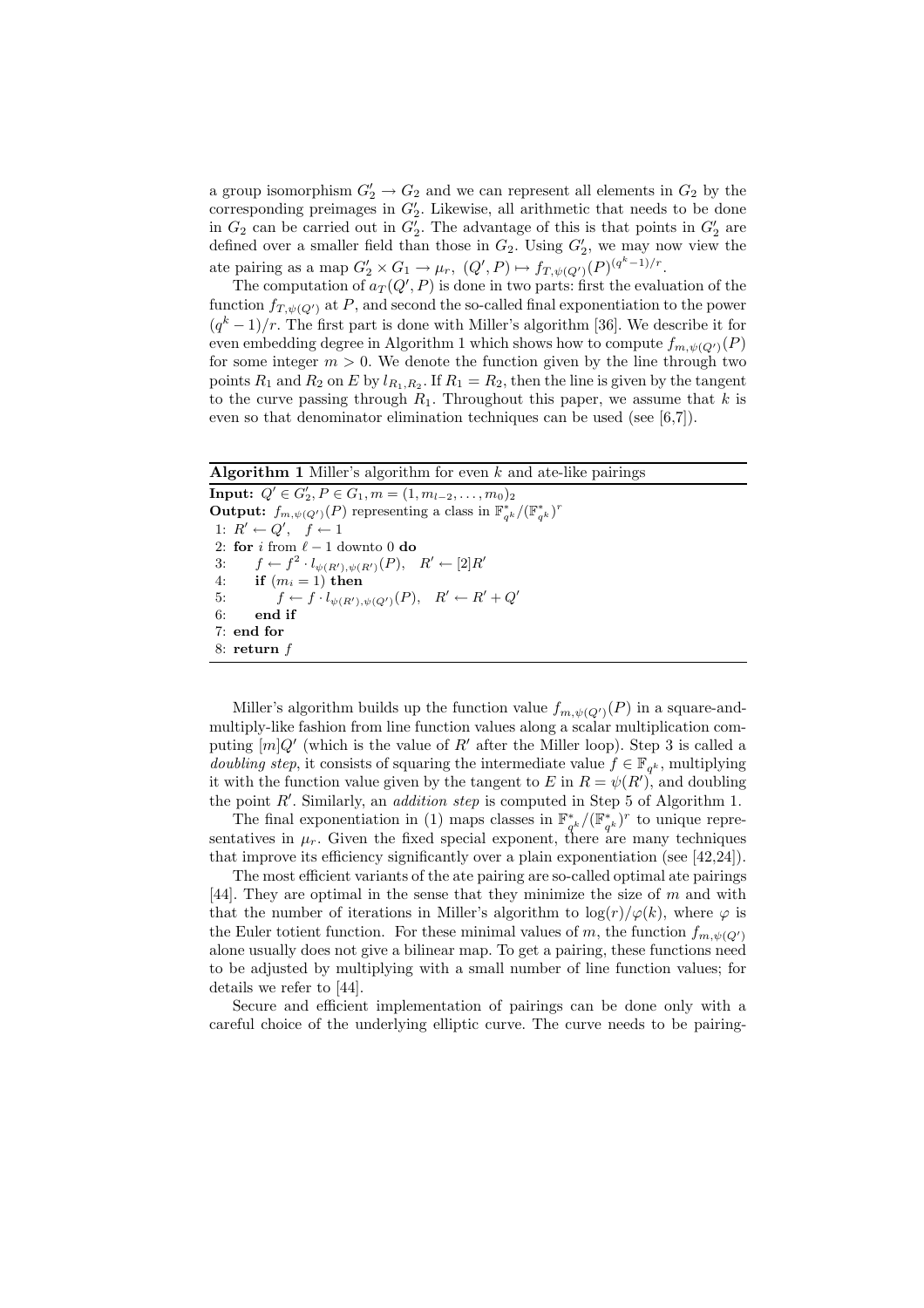a group isomorphism $G'_2 \to G_2$ and we can represent all elements in $G_2$ by the corresponding preimages in $G'_2$. Likewise, all arithmetic that needs to be done in $G_2$ can be carried out in $G'_2$. The advantage of this is that points in $G'_2$ are defined over a smaller field than those in $G_2$. Using $G'_2$, we may now view the ate pairing as a map $G'_2 \times G_1 \to \mu_r$, $(Q', P) \mapsto f_{T,\psi(Q')}(P)^{(q^k-1)/r}$.

The computation of $a_T(Q', P)$ is done in two parts: first the evaluation of the function $f_{T,\psi(Q')}$ at $P$, and second the so-called final exponentiation to the power $(q^k - 1)/r$. The first part is done with Miller's algorithm [36]. We describe it for even embedding degree in Algorithm 1 which shows how to compute $f_{m,\psi(Q')}(P)$ for some integer $m > 0$. We denote the function given by the line through two points $R_1$ and $R_2$ on $E$ by $l_{R_1,R_2}$. If $R_1 = R_2$, then the line is given by the tangent to the curve passing through $R_1$. Throughout this paper, we assume that $k$ is even so that denominator elimination techniques can be used (see [6,7]).

**Algorithm 1** Miller's algorithm for even $k$ and ate-like pairings

**Input:** $Q' \in G'_2, P \in G_1, m = (1, m_{l-2}, \ldots, m_0)_2$
**Output:** $f_{m,\psi(Q')}(P)$ representing a class in $\mathbb{F}^*_{q^k}/(\mathbb{F}^*_{q^k})^r$

```
1: R' ← Q',  f ← 1
2: for i from ℓ − 1 downto 0 do
3:     f ← f^2 · l_{ψ(R'),ψ(R')}(P),   R' ← [2]R'
4:     if (m_i = 1) then
5:         f ← f · l_{ψ(R'),ψ(Q')}(P),   R' ← R' + Q'
6:     end if
7: end for
8: return f
```

Miller's algorithm builds up the function value $f_{m,\psi(Q')}(P)$ in a square-and-multiply-like fashion from line function values along a scalar multiplication computing $[m]Q'$ (which is the value of $R'$ after the Miller loop). Step 3 is called a *doubling step*, it consists of squaring the intermediate value $f \in \mathbb{F}_{q^k}$, multiplying it with the function value given by the tangent to $E$ in $R = \psi(R')$, and doubling the point $R'$. Similarly, an *addition step* is computed in Step 5 of Algorithm 1.

The final exponentiation in (1) maps classes in $\mathbb{F}^*_{q^k}/(\mathbb{F}^*_{q^k})^r$ to unique representatives in $\mu_r$. Given the fixed special exponent, there are many techniques that improve its efficiency significantly over a plain exponentiation (see [42,24]).

The most efficient variants of the ate pairing are so-called optimal ate pairings [44]. They are optimal in the sense that they minimize the size of $m$ and with that the number of iterations in Miller's algorithm to $\log(r)/\varphi(k)$, where $\varphi$ is the Euler totient function. For these minimal values of $m$, the function $f_{m,\psi(Q')}$ alone usually does not give a bilinear map. To get a pairing, these functions need to be adjusted by multiplying with a small number of line function values; for details we refer to [44].

Secure and efficient implementation of pairings can be done only with a careful choice of the underlying elliptic curve. The curve needs to be pairing-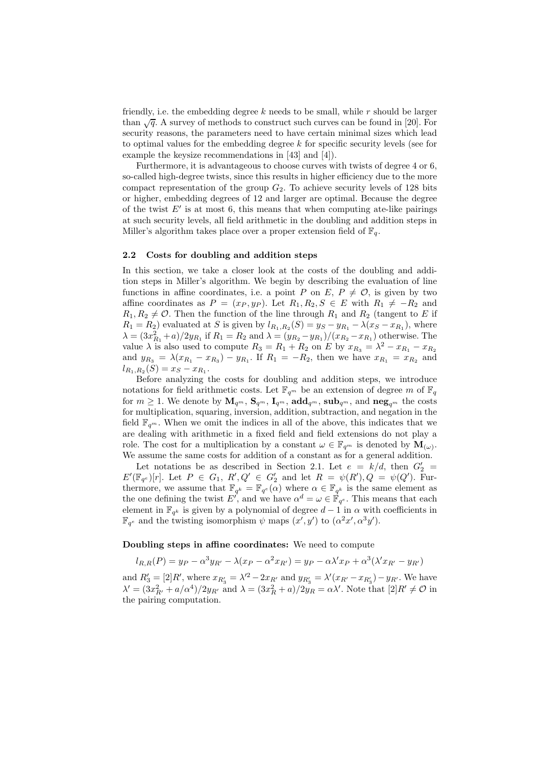friendly, i.e. the embedding degree $k$ needs to be small, while $r$ should be larger than $\sqrt{q}$. A survey of methods to construct such curves can be found in [20]. For security reasons, the parameters need to have certain minimal sizes which lead to optimal values for the embedding degree $k$ for specific security levels (see for example the keysize recommendations in [43] and [4]).

Furthermore, it is advantageous to choose curves with twists of degree 4 or 6, so-called high-degree twists, since this results in higher efficiency due to the more compact representation of the group $G_2$. To achieve security levels of 128 bits or higher, embedding degrees of 12 and larger are optimal. Because the degree of the twist $E'$ is at most 6, this means that when computing ate-like pairings at such security levels, all field arithmetic in the doubling and addition steps in Miller's algorithm takes place over a proper extension field of $\mathbb{F}_q$.

### 2.2 Costs for doubling and addition steps

In this section, we take a closer look at the costs of the doubling and addition steps in Miller's algorithm. We begin by describing the evaluation of line functions in affine coordinates, i.e. a point $P$ on $E$, $P \neq \mathcal{O}$, is given by two affine coordinates as $P = (x_P, y_P)$. Let $R_1, R_2, S \in E$ with $R_1 \neq -R_2$ and $R_1, R_2 \neq \mathcal{O}$. Then the function of the line through $R_1$ and $R_2$ (tangent to $E$ if $R_1 = R_2$) evaluated at $S$ is given by $l_{R_1,R_2}(S) = y_S - y_{R_1} - \lambda(x_S - x_{R_1})$, where $\lambda = (3x_{R_1}^2 + a)/2y_{R_1}$ if $R_1 = R_2$ and $\lambda = (y_{R_2} - y_{R_1})/(x_{R_2} - x_{R_1})$ otherwise. The value $\lambda$ is also used to compute $R_3 = R_1 + R_2$ on $E$ by $x_{R_3} = \lambda^2 - x_{R_1} - x_{R_2}$ and $y_{R_3} = \lambda(x_{R_1} - x_{R_3}) - y_{R_1}$. If $R_1 = -R_2$, then we have $x_{R_1} = x_{R_2}$ and $l_{R_1,R_2}(S) = x_S - x_{R_1}$.

Before analyzing the costs for doubling and addition steps, we introduce notations for field arithmetic costs. Let $\mathbb{F}_{q^m}$ be an extension of degree $m$ of $\mathbb{F}_q$ for $m \geq 1$. We denote by $\mathbf{M}_{q^m}$, $\mathbf{S}_{q^m}$, $\mathbf{I}_{q^m}$, $\mathbf{add}_{q^m}$, $\mathbf{sub}_{q^m}$, and $\mathbf{neg}_{q^m}$ the costs for multiplication, squaring, inversion, addition, subtraction, and negation in the field $\mathbb{F}_{q^m}$. When we omit the indices in all of the above, this indicates that we are dealing with arithmetic in a fixed field and field extensions do not play a role. The cost for a multiplication by a constant $\omega \in \mathbb{F}_{q^m}$ is denoted by $\mathbf{M}_{(\omega)}$. We assume the same costs for addition of a constant as for a general addition.

Let notations be as described in Section 2.1. Let $e = k/d$, then $G_2' = E'(\mathbb{F}_{q^e})[r]$. Let $P \in G_1$, $R', Q' \in G_2'$ and let $R = \psi(R'), Q = \psi(Q')$. Furthermore, we assume that $\mathbb{F}_{q^k} = \mathbb{F}_{q^e}(\alpha)$ where $\alpha \in \mathbb{F}_{q^k}$ is the same element as the one defining the twist $E'$, and we have $\alpha^d = \omega \in \mathbb{F}_{q^e}$. This means that each element in $\mathbb{F}_{q^k}$ is given by a polynomial of degree $d-1$ in $\alpha$ with coefficients in $\mathbb{F}_{q^e}$ and the twisting isomorphism $\psi$ maps $(x', y')$ to $(\alpha^2 x', \alpha^3 y')$.

**Doubling steps in affine coordinates:** We need to compute

$$l_{R,R}(P) = y_P - \alpha^3 y_{R'} - \lambda(x_P - \alpha^2 x_{R'}) = y_P - \alpha\lambda' x_P + \alpha^3(\lambda' x_{R'} - y_{R'})$$

and $R_3' = [2]R'$, where $x_{R_3'} = \lambda'^2 - 2x_{R'}$ and $y_{R_3'} = \lambda'(x_{R'} - x_{R_3'}) - y_{R'}$. We have $\lambda' = (3x_{R'}^2 + a/\alpha^4)/2y_{R'}$ and $\lambda = (3x_R^2 + a)/2y_R = \alpha\lambda'$. Note that $[2]R' \neq \mathcal{O}$ in the pairing computation.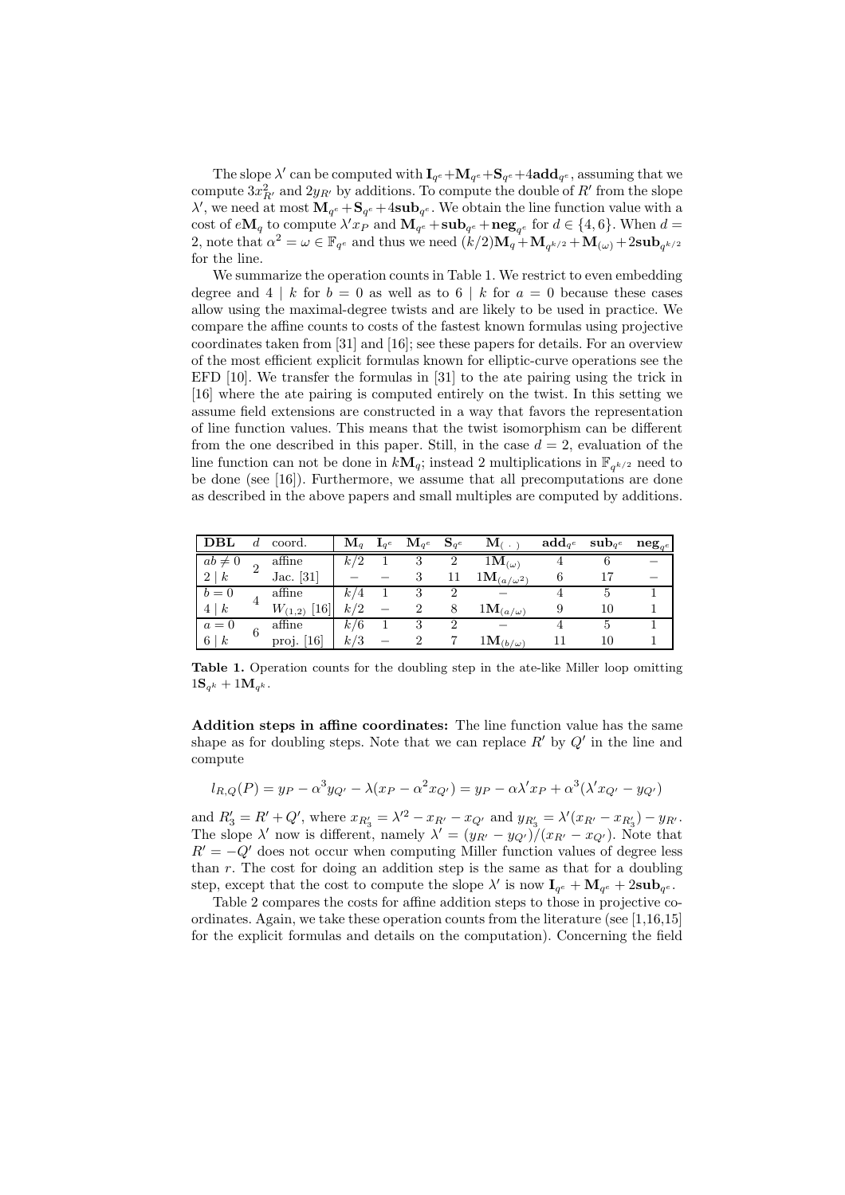The slope $\lambda'$ can be computed with $\mathbf{I}_{q^e}+\mathbf{M}_{q^e}+\mathbf{S}_{q^e}+4\mathbf{add}_{q^e}$, assuming that we compute $3x_{R'}^2$ and $2y_{R'}$ by additions. To compute the double of $R'$ from the slope $\lambda'$, we need at most $\mathbf{M}_{q^e}+\mathbf{S}_{q^e}+4\mathbf{sub}_{q^e}$. We obtain the line function value with a cost of $e\mathbf{M}_q$ to compute $\lambda' x_P$ and $\mathbf{M}_{q^e}+\mathbf{sub}_{q^e}+\mathbf{neg}_{q^e}$ for $d \in \{4,6\}$. When $d=2$, note that $\alpha^2 = \omega \in \mathbb{F}_{q^e}$ and thus we need $(k/2)\mathbf{M}_q + \mathbf{M}_{q^{k/2}} + \mathbf{M}_{(\omega)} + 2\mathbf{sub}_{q^{k/2}}$ for the line.

We summarize the operation counts in Table 1. We restrict to even embedding degree and $4 \mid k$ for $b=0$ as well as to $6 \mid k$ for $a=0$ because these cases allow using the maximal-degree twists and are likely to be used in practice. We compare the affine counts to costs of the fastest known formulas using projective coordinates taken from [31] and [16]; see these papers for details. For an overview of the most efficient explicit formulas known for elliptic-curve operations see the EFD [10]. We transfer the formulas in [31] to the ate pairing using the trick in [16] where the ate pairing is computed entirely on the twist. In this setting we assume field extensions are constructed in a way that favors the representation of line function values. This means that the twist isomorphism can be different from the one described in this paper. Still, in the case $d=2$, evaluation of the line function can not be done in $k\mathbf{M}_q$; instead 2 multiplications in $\mathbb{F}_{q^{k/2}}$ need to be done (see [16]). Furthermore, we assume that all precomputations are done as described in the above papers and small multiples are computed by additions.

| **DBL** | $d$ | coord. | $\mathbf{M}_q$ | $\mathbf{I}_{q^e}$ | $\mathbf{M}_{q^e}$ | $\mathbf{S}_{q^e}$ | $\mathbf{M}_{(\ .\ )}$ | $\mathbf{add}_{q^e}$ | $\mathbf{sub}_{q^e}$ | $\mathbf{neg}_{q^e}$ |
|---|---|---|---|---|---|---|---|---|---|---|
| $ab \neq 0$ | 2 | affine | $k/2$ | 1 | 3 | 2 | $1\mathbf{M}_{(\omega)}$ | 4 | 6 | – |
| $2 \mid k$ | | Jac. [31] | – | – | 3 | 11 | $1\mathbf{M}_{(a/\omega^2)}$ | 6 | 17 | – |
| $b = 0$ | 4 | affine | $k/4$ | 1 | 3 | 2 | – | 4 | 5 | 1 |
| $4 \mid k$ | | $W_{(1,2)}$ [16] | $k/2$ | – | 2 | 8 | $1\mathbf{M}_{(a/\omega)}$ | 9 | 10 | 1 |
| $a = 0$ | 6 | affine | $k/6$ | 1 | 3 | 2 | – | 4 | 5 | 1 |
| $6 \mid k$ | | proj. [16] | $k/3$ | – | 2 | 7 | $1\mathbf{M}_{(b/\omega)}$ | 11 | 10 | 1 |

**Table 1.** Operation counts for the doubling step in the ate-like Miller loop omitting $1\mathbf{S}_{q^k} + 1\mathbf{M}_{q^k}$.

**Addition steps in affine coordinates:** The line function value has the same shape as for doubling steps. Note that we can replace $R'$ by $Q'$ in the line and compute

$$l_{R,Q}(P) = y_P - \alpha^3 y_{Q'} - \lambda(x_P - \alpha^2 x_{Q'}) = y_P - \alpha\lambda' x_P + \alpha^3(\lambda' x_{Q'} - y_{Q'})$$

and $R'_3 = R' + Q'$, where $x_{R'_3} = \lambda'^2 - x_{R'} - x_{Q'}$ and $y_{R'_3} = \lambda'(x_{R'} - x_{R'_3}) - y_{R'}$. The slope $\lambda'$ now is different, namely $\lambda' = (y_{R'} - y_{Q'})/(x_{R'} - x_{Q'})$. Note that $R' = -Q'$ does not occur when computing Miller function values of degree less than $r$. The cost for doing an addition step is the same as that for a doubling step, except that the cost to compute the slope $\lambda'$ is now $\mathbf{I}_{q^e} + \mathbf{M}_{q^e} + 2\mathbf{sub}_{q^e}$.

Table 2 compares the costs for affine addition steps to those in projective coordinates. Again, we take these operation counts from the literature (see [1,16,15] for the explicit formulas and details on the computation). Concerning the field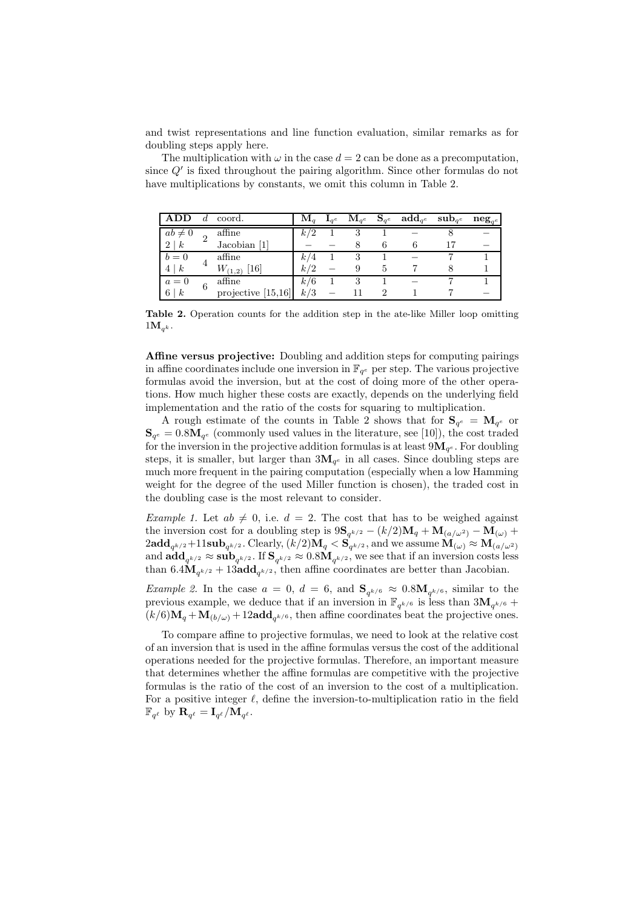and twist representations and line function evaluation, similar remarks as for doubling steps apply here.

The multiplication with $\omega$ in the case $d = 2$ can be done as a precomputation, since $Q'$ is fixed throughout the pairing algorithm. Since other formulas do not have multiplications by constants, we omit this column in Table 2.

| **ADD** | $d$ | coord. | $\mathbf{M}_q$ | $\mathbf{I}_{q^e}$ | $\mathbf{M}_{q^e}$ | $\mathbf{S}_{q^e}$ | $\mathbf{add}_{q^e}$ | $\mathbf{sub}_{q^e}$ | $\mathbf{neg}_{q^e}$ |
|---|---|---|---|---|---|---|---|---|---|
| $ab \neq 0$ | 2 | affine | $k/2$ | 1 | 3 | 1 | – | 8 | – |
| $2 \mid k$ | | Jacobian [1] | – | – | 8 | 6 | 6 | 17 | – |
| $b = 0$ | 4 | affine | $k/4$ | 1 | 3 | 1 | – | 7 | 1 |
| $4 \mid k$ | | $W_{(1,2)}$ [16] | $k/2$ | – | 9 | 5 | 7 | 8 | 1 |
| $a = 0$ | 6 | affine | $k/6$ | 1 | 3 | 1 | – | 7 | 1 |
| $6 \mid k$ | | projective [15,16] | $k/3$ | – | 11 | 2 | 1 | 7 | – |

**Table 2.** Operation counts for the addition step in the ate-like Miller loop omitting $1\mathbf{M}_{q^k}$.

**Affine versus projective:** Doubling and addition steps for computing pairings in affine coordinates include one inversion in $\mathbb{F}_{q^e}$ per step. The various projective formulas avoid the inversion, but at the cost of doing more of the other operations. How much higher these costs are exactly, depends on the underlying field implementation and the ratio of the costs for squaring to multiplication.

A rough estimate of the counts in Table 2 shows that for $\mathbf{S}_{q^e} = \mathbf{M}_{q^e}$ or $\mathbf{S}_{q^e} = 0.8\mathbf{M}_{q^e}$ (commonly used values in the literature, see [10]), the cost traded for the inversion in the projective addition formulas is at least $9\mathbf{M}_{q^e}$. For doubling steps, it is smaller, but larger than $3\mathbf{M}_{q^e}$ in all cases. Since doubling steps are much more frequent in the pairing computation (especially when a low Hamming weight for the degree of the used Miller function is chosen), the traded cost in the doubling case is the most relevant to consider.

*Example 1.* Let $ab \neq 0$, i.e. $d = 2$. The cost that has to be weighed against the inversion cost for a doubling step is $9\mathbf{S}_{q^{k/2}} - (k/2)\mathbf{M}_q + \mathbf{M}_{(a/\omega^2)} - \mathbf{M}_{(\omega)} + 2\mathbf{add}_{q^{k/2}} + 11\mathbf{sub}_{q^{k/2}}$. Clearly, $(k/2)\mathbf{M}_q < \mathbf{S}_{q^{k/2}}$, and we assume $\mathbf{M}_{(\omega)} \approx \mathbf{M}_{(a/\omega^2)}$ and $\mathbf{add}_{q^{k/2}} \approx \mathbf{sub}_{q^{k/2}}$. If $\mathbf{S}_{q^{k/2}} \approx 0.8\mathbf{M}_{q^{k/2}}$, we see that if an inversion costs less than $6.4\mathbf{M}_{q^{k/2}} + 13\mathbf{add}_{q^{k/2}}$, then affine coordinates are better than Jacobian.

*Example 2.* In the case $a = 0$, $d = 6$, and $\mathbf{S}_{q^{k/6}} \approx 0.8\mathbf{M}_{q^{k/6}}$, similar to the previous example, we deduce that if an inversion in $\mathbb{F}_{q^{k/6}}$ is less than $3\mathbf{M}_{q^{k/6}} + (k/6)\mathbf{M}_q + \mathbf{M}_{(b/\omega)} + 12\mathbf{add}_{q^{k/6}}$, then affine coordinates beat the projective ones.

To compare affine to projective formulas, we need to look at the relative cost of an inversion that is used in the affine formulas versus the cost of the additional operations needed for the projective formulas. Therefore, an important measure that determines whether the affine formulas are competitive with the projective formulas is the ratio of the cost of an inversion to the cost of a multiplication. For a positive integer $\ell$, define the inversion-to-multiplication ratio in the field $\mathbb{F}_{q^\ell}$ by $\mathbf{R}_{q^\ell} = \mathbf{I}_{q^\ell}/\mathbf{M}_{q^\ell}$.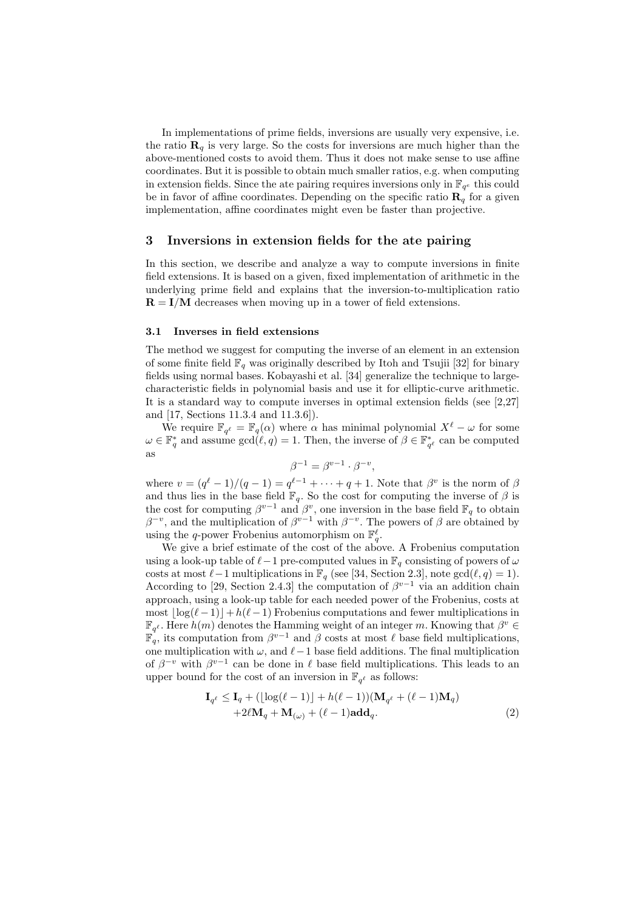In implementations of prime fields, inversions are usually very expensive, i.e. the ratio $\mathbf{R}_q$ is very large. So the costs for inversions are much higher than the above-mentioned costs to avoid them. Thus it does not make sense to use affine coordinates. But it is possible to obtain much smaller ratios, e.g. when computing in extension fields. Since the ate pairing requires inversions only in $\mathbb{F}_{q^e}$ this could be in favor of affine coordinates. Depending on the specific ratio $\mathbf{R}_q$ for a given implementation, affine coordinates might even be faster than projective.

## 3 Inversions in extension fields for the ate pairing

In this section, we describe and analyze a way to compute inversions in finite field extensions. It is based on a given, fixed implementation of arithmetic in the underlying prime field and explains that the inversion-to-multiplication ratio $\mathbf{R} = \mathbf{I}/\mathbf{M}$ decreases when moving up in a tower of field extensions.

### 3.1 Inverses in field extensions

The method we suggest for computing the inverse of an element in an extension of some finite field $\mathbb{F}_q$ was originally described by Itoh and Tsujii [32] for binary fields using normal bases. Kobayashi et al. [34] generalize the technique to large-characteristic fields in polynomial basis and use it for elliptic-curve arithmetic. It is a standard way to compute inverses in optimal extension fields (see [2,27] and [17, Sections 11.3.4 and 11.3.6]).

We require $\mathbb{F}_{q^\ell} = \mathbb{F}_q(\alpha)$ where $\alpha$ has minimal polynomial $X^\ell - \omega$ for some $\omega \in \mathbb{F}_q^*$ and assume $\gcd(\ell, q) = 1$. Then, the inverse of $\beta \in \mathbb{F}_{q^\ell}^*$ can be computed as

$$\beta^{-1} = \beta^{v-1} \cdot \beta^{-v},$$

where $v = (q^\ell - 1)/(q-1) = q^{\ell-1} + \cdots + q + 1$. Note that $\beta^v$ is the norm of $\beta$ and thus lies in the base field $\mathbb{F}_q$. So the cost for computing the inverse of $\beta$ is the cost for computing $\beta^{v-1}$ and $\beta^v$, one inversion in the base field $\mathbb{F}_q$ to obtain $\beta^{-v}$, and the multiplication of $\beta^{v-1}$ with $\beta^{-v}$. The powers of $\beta$ are obtained by using the $q$-power Frobenius automorphism on $\mathbb{F}_q^\ell$.

We give a brief estimate of the cost of the above. A Frobenius computation using a look-up table of $\ell-1$ pre-computed values in $\mathbb{F}_q$ consisting of powers of $\omega$ costs at most $\ell-1$ multiplications in $\mathbb{F}_q$ (see [34, Section 2.3], note $\gcd(\ell, q) = 1$). According to [29, Section 2.4.3] the computation of $\beta^{v-1}$ via an addition chain approach, using a look-up table for each needed power of the Frobenius, costs at most $\lfloor \log(\ell-1) \rfloor + h(\ell-1)$ Frobenius computations and fewer multiplications in $\mathbb{F}_{q^\ell}$. Here $h(m)$ denotes the Hamming weight of an integer $m$. Knowing that $\beta^v \in \mathbb{F}_q$, its computation from $\beta^{v-1}$ and $\beta$ costs at most $\ell$ base field multiplications, one multiplication with $\omega$, and $\ell-1$ base field additions. The final multiplication of $\beta^{-v}$ with $\beta^{v-1}$ can be done in $\ell$ base field multiplications. This leads to an upper bound for the cost of an inversion in $\mathbb{F}_{q^\ell}$ as follows:

$$\begin{aligned}\mathbf{I}_{q^\ell} \leq\ & \mathbf{I}_q + (\lfloor \log(\ell-1) \rfloor + h(\ell-1))(\mathbf{M}_{q^\ell} + (\ell-1)\mathbf{M}_q) \\ & + 2\ell \mathbf{M}_q + \mathbf{M}_{(\omega)} + (\ell-1)\mathbf{add}_q. \end{aligned} \qquad (2)$$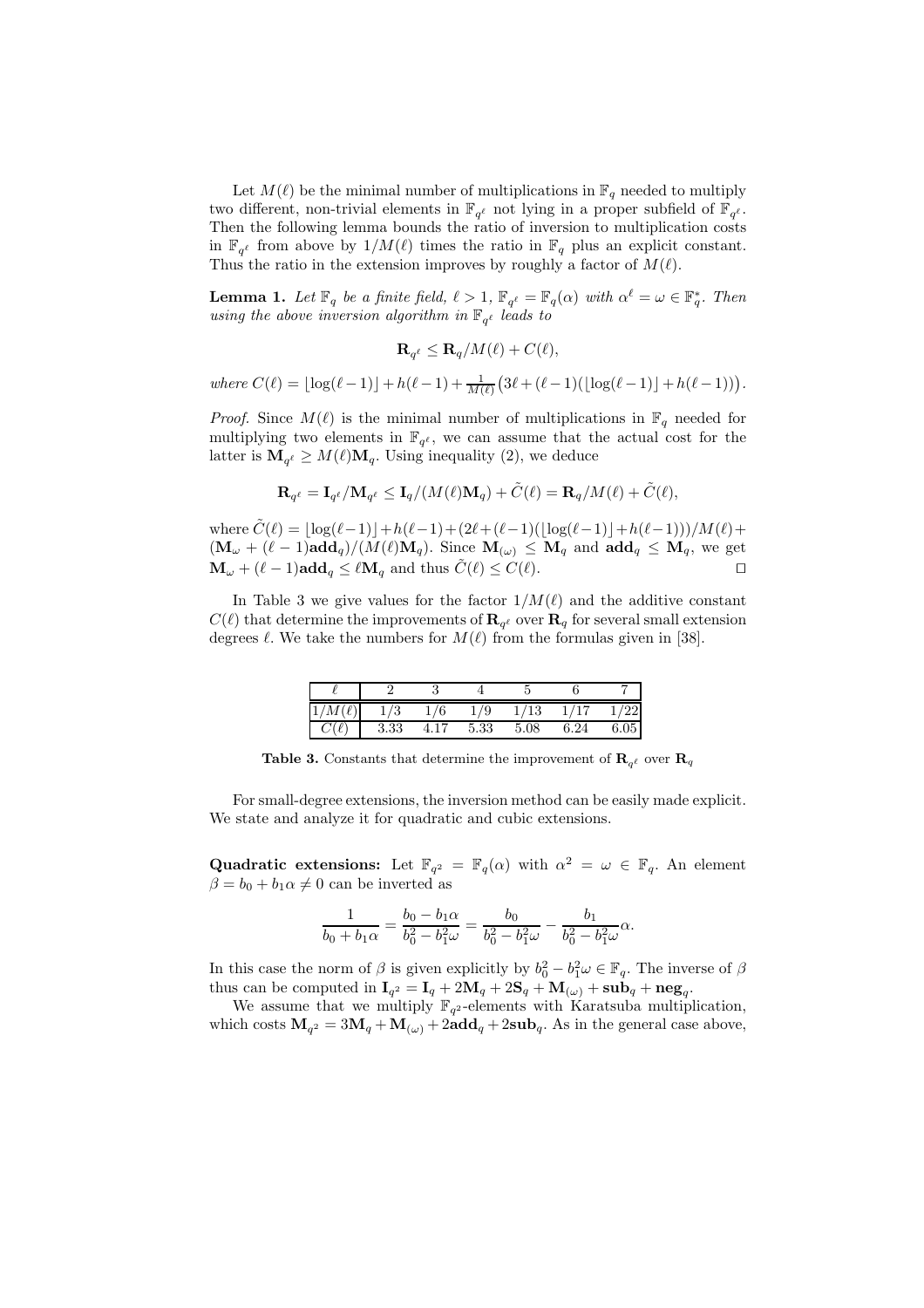Let $M(\ell)$ be the minimal number of multiplications in $\mathbb{F}_q$ needed to multiply two different, non-trivial elements in $\mathbb{F}_{q^\ell}$ not lying in a proper subfield of $\mathbb{F}_{q^\ell}$. Then the following lemma bounds the ratio of inversion to multiplication costs in $\mathbb{F}_{q^\ell}$ from above by $1/M(\ell)$ times the ratio in $\mathbb{F}_q$ plus an explicit constant. Thus the ratio in the extension improves by roughly a factor of $M(\ell)$.

**Lemma 1.** *Let $\mathbb{F}_q$ be a finite field, $\ell > 1$, $\mathbb{F}_{q^\ell} = \mathbb{F}_q(\alpha)$ with $\alpha^\ell = \omega \in \mathbb{F}_q^*$. Then using the above inversion algorithm in $\mathbb{F}_{q^\ell}$ leads to*

$$\mathbf{R}_{q^\ell} \le \mathbf{R}_q/M(\ell) + C(\ell),$$

*where* $C(\ell) = \lfloor \log(\ell-1) \rfloor + h(\ell-1) + \frac{1}{M(\ell)}\big(3\ell + (\ell-1)(\lfloor \log(\ell-1)\rfloor + h(\ell-1))\big)$.

*Proof.* Since $M(\ell)$ is the minimal number of multiplications in $\mathbb{F}_q$ needed for multiplying two elements in $\mathbb{F}_{q^\ell}$, we can assume that the actual cost for the latter is $\mathbf{M}_{q^\ell} \ge M(\ell)\mathbf{M}_q$. Using inequality (2), we deduce

$$\mathbf{R}_{q^\ell} = \mathbf{I}_{q^\ell}/\mathbf{M}_{q^\ell} \le \mathbf{I}_q/(M(\ell)\mathbf{M}_q) + \tilde{C}(\ell) = \mathbf{R}_q/M(\ell) + \tilde{C}(\ell),$$

where $\tilde{C}(\ell) = \lfloor \log(\ell-1)\rfloor + h(\ell-1) + (2\ell + (\ell-1)(\lfloor \log(\ell-1)\rfloor + h(\ell-1)))/M(\ell) + (\mathbf{M}_\omega + (\ell-1)\mathbf{add}_q)/(M(\ell)\mathbf{M}_q)$. Since $\mathbf{M}_{(\omega)} \le \mathbf{M}_q$ and $\mathbf{add}_q \le \mathbf{M}_q$, we get $\mathbf{M}_\omega + (\ell-1)\mathbf{add}_q \le \ell \mathbf{M}_q$ and thus $\tilde{C}(\ell) \le C(\ell)$. □

In Table 3 we give values for the factor $1/M(\ell)$ and the additive constant $C(\ell)$ that determine the improvements of $\mathbf{R}_{q^\ell}$ over $\mathbf{R}_q$ for several small extension degrees $\ell$. We take the numbers for $M(\ell)$ from the formulas given in [38].

| $\ell$ | 2 | 3 | 4 | 5 | 6 | 7 |
|---|---|---|---|---|---|---|
| $1/M(\ell)$ | 1/3 | 1/6 | 1/9 | 1/13 | 1/17 | 1/22 |
| $C(\ell)$ | 3.33 | 4.17 | 5.33 | 5.08 | 6.24 | 6.05 |

**Table 3.** Constants that determine the improvement of $\mathbf{R}_{q^\ell}$ over $\mathbf{R}_q$

For small-degree extensions, the inversion method can be easily made explicit. We state and analyze it for quadratic and cubic extensions.

**Quadratic extensions:** Let $\mathbb{F}_{q^2} = \mathbb{F}_q(\alpha)$ with $\alpha^2 = \omega \in \mathbb{F}_q$. An element $\beta = b_0 + b_1\alpha \neq 0$ can be inverted as

$$\frac{1}{b_0 + b_1\alpha} = \frac{b_0 - b_1\alpha}{b_0^2 - b_1^2\omega} = \frac{b_0}{b_0^2 - b_1^2\omega} - \frac{b_1}{b_0^2 - b_1^2\omega}\alpha.$$

In this case the norm of $\beta$ is given explicitly by $b_0^2 - b_1^2\omega \in \mathbb{F}_q$. The inverse of $\beta$ thus can be computed in $\mathbf{I}_{q^2} = \mathbf{I}_q + 2\mathbf{M}_q + 2\mathbf{S}_q + \mathbf{M}_{(\omega)} + \mathbf{sub}_q + \mathbf{neg}_q$.

We assume that we multiply $\mathbb{F}_{q^2}$-elements with Karatsuba multiplication, which costs $\mathbf{M}_{q^2} = 3\mathbf{M}_q + \mathbf{M}_{(\omega)} + 2\mathbf{add}_q + 2\mathbf{sub}_q$. As in the general case above,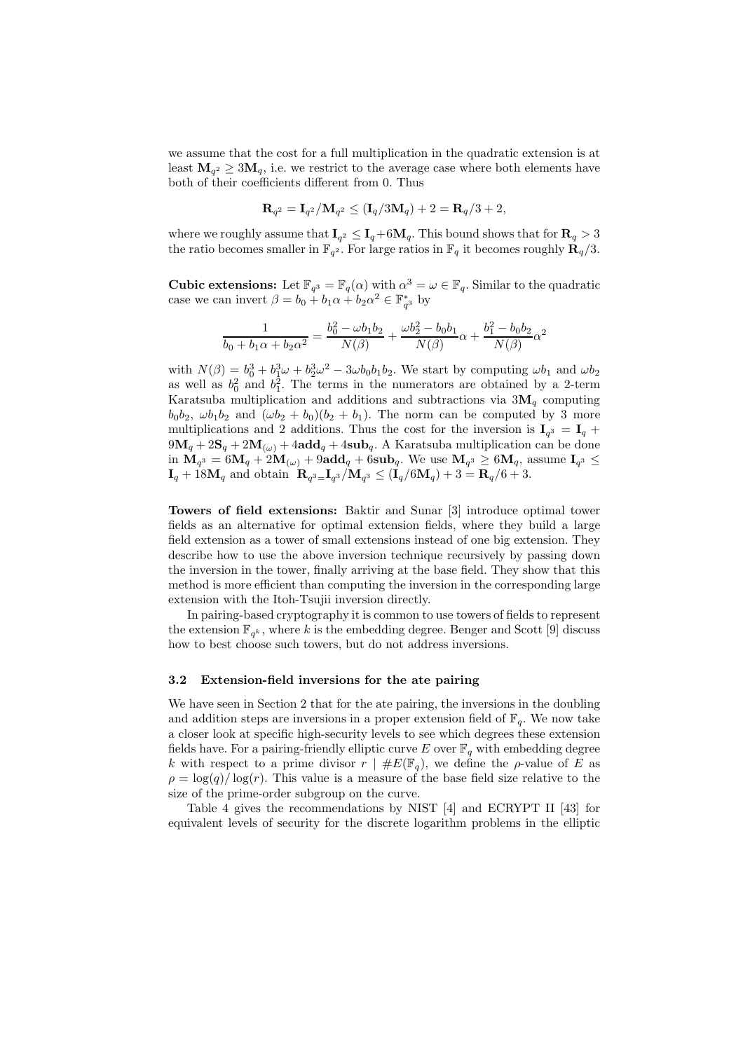we assume that the cost for a full multiplication in the quadratic extension is at least $\mathbf{M}_{q^2} \geq 3\mathbf{M}_q$, i.e. we restrict to the average case where both elements have both of their coefficients different from 0. Thus

$$\mathbf{R}_{q^2} = \mathbf{I}_{q^2}/\mathbf{M}_{q^2} \leq (\mathbf{I}_q/3\mathbf{M}_q) + 2 = \mathbf{R}_q/3 + 2,$$

where we roughly assume that $\mathbf{I}_{q^2} \leq \mathbf{I}_q + 6\mathbf{M}_q$. This bound shows that for $\mathbf{R}_q > 3$ the ratio becomes smaller in $\mathbb{F}_{q^2}$. For large ratios in $\mathbb{F}_q$ it becomes roughly $\mathbf{R}_q/3$.

**Cubic extensions:** Let $\mathbb{F}_{q^3} = \mathbb{F}_q(\alpha)$ with $\alpha^3 = \omega \in \mathbb{F}_q$. Similar to the quadratic case we can invert $\beta = b_0 + b_1\alpha + b_2\alpha^2 \in \mathbb{F}_{q^3}^*$ by

$$\frac{1}{b_0 + b_1\alpha + b_2\alpha^2} = \frac{b_0^2 - \omega b_1 b_2}{N(\beta)} + \frac{\omega b_2^2 - b_0 b_1}{N(\beta)}\alpha + \frac{b_1^2 - b_0 b_2}{N(\beta)}\alpha^2$$

with $N(\beta) = b_0^3 + b_1^3\omega + b_2^3\omega^2 - 3\omega b_0 b_1 b_2$. We start by computing $\omega b_1$ and $\omega b_2$ as well as $b_0^2$ and $b_1^2$. The terms in the numerators are obtained by a 2-term Karatsuba multiplication and additions and subtractions via $3\mathbf{M}_q$ computing $b_0 b_2$, $\omega b_1 b_2$ and $(\omega b_2 + b_0)(b_2 + b_1)$. The norm can be computed by 3 more multiplications and 2 additions. Thus the cost for the inversion is $\mathbf{I}_{q^3} = \mathbf{I}_q + 9\mathbf{M}_q + 2\mathbf{S}_q + 2\mathbf{M}_{(\omega)} + 4\mathbf{add}_q + 4\mathbf{sub}_q$. A Karatsuba multiplication can be done in $\mathbf{M}_{q^3} = 6\mathbf{M}_q + 2\mathbf{M}_{(\omega)} + 9\mathbf{add}_q + 6\mathbf{sub}_q$. We use $\mathbf{M}_{q^3} \geq 6\mathbf{M}_q$, assume $\mathbf{I}_{q^3} \leq \mathbf{I}_q + 18\mathbf{M}_q$ and obtain $\mathbf{R}_{q^3} = \mathbf{I}_{q^3}/\mathbf{M}_{q^3} \leq (\mathbf{I}_q/6\mathbf{M}_q) + 3 = \mathbf{R}_q/6 + 3$.

**Towers of field extensions:** Baktir and Sunar [3] introduce optimal tower fields as an alternative for optimal extension fields, where they build a large field extension as a tower of small extensions instead of one big extension. They describe how to use the above inversion technique recursively by passing down the inversion in the tower, finally arriving at the base field. They show that this method is more efficient than computing the inversion in the corresponding large extension with the Itoh-Tsujii inversion directly.

In pairing-based cryptography it is common to use towers of fields to represent the extension $\mathbb{F}_{q^k}$, where $k$ is the embedding degree. Benger and Scott [9] discuss how to best choose such towers, but do not address inversions.

### 3.2 Extension-field inversions for the ate pairing

We have seen in Section 2 that for the ate pairing, the inversions in the doubling and addition steps are inversions in a proper extension field of $\mathbb{F}_q$. We now take a closer look at specific high-security levels to see which degrees these extension fields have. For a pairing-friendly elliptic curve $E$ over $\mathbb{F}_q$ with embedding degree $k$ with respect to a prime divisor $r \mid \#E(\mathbb{F}_q)$, we define the $\rho$-value of $E$ as $\rho = \log(q)/\log(r)$. This value is a measure of the base field size relative to the size of the prime-order subgroup on the curve.

Table 4 gives the recommendations by NIST [4] and ECRYPT II [43] for equivalent levels of security for the discrete logarithm problems in the elliptic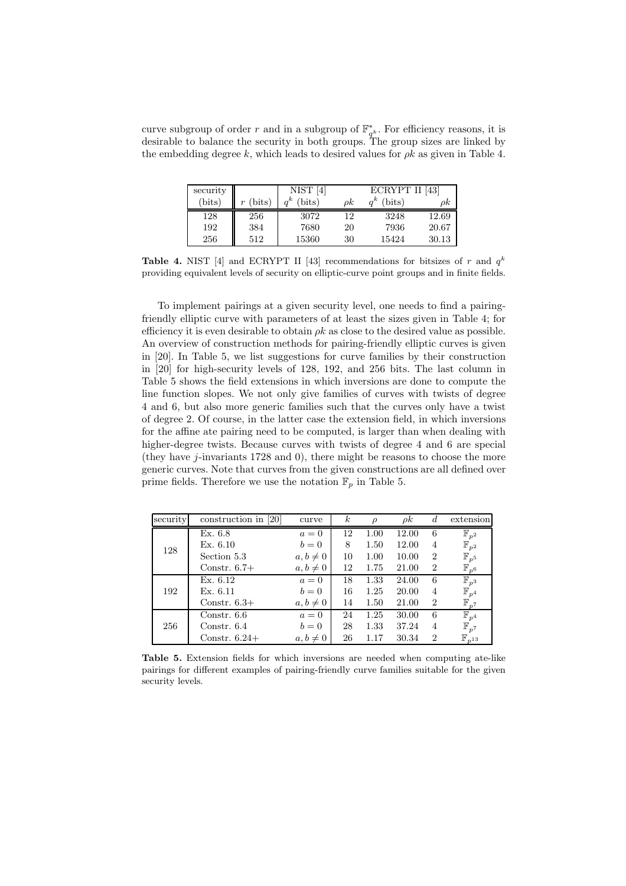curve subgroup of order $r$ and in a subgroup of $\mathbb{F}_{q^k}^*$. For efficiency reasons, it is desirable to balance the security in both groups. The group sizes are linked by the embedding degree $k$, which leads to desired values for $\rho k$ as given in Table 4.

| security (bits) | $r$ (bits) | NIST [4] $q^k$ (bits) | NIST [4] $\rho k$ | ECRYPT II [43] $q^k$ (bits) | ECRYPT II [43] $\rho k$ |
|---|---|---|---|---|---|
| 128 | 256 | 3072 | 12 | 3248 | 12.69 |
| 192 | 384 | 7680 | 20 | 7936 | 20.67 |
| 256 | 512 | 15360 | 30 | 15424 | 30.13 |

**Table 4.** NIST [4] and ECRYPT II [43] recommendations for bitsizes of $r$ and $q^k$ providing equivalent levels of security on elliptic-curve point groups and in finite fields.

To implement pairings at a given security level, one needs to find a pairing-friendly elliptic curve with parameters of at least the sizes given in Table 4; for efficiency it is even desirable to obtain $\rho k$ as close to the desired value as possible. An overview of construction methods for pairing-friendly elliptic curves is given in [20]. In Table 5, we list suggestions for curve families by their construction in [20] for high-security levels of 128, 192, and 256 bits. The last column in Table 5 shows the field extensions in which inversions are done to compute the line function slopes. We not only give families of curves with twists of degree 4 and 6, but also more generic families such that the curves only have a twist of degree 2. Of course, in the latter case the extension field, in which inversions for the affine ate pairing need to be computed, is larger than when dealing with higher-degree twists. Because curves with twists of degree 4 and 6 are special (they have $j$-invariants 1728 and 0), there might be reasons to choose the more generic curves. Note that curves from the given constructions are all defined over prime fields. Therefore we use the notation $\mathbb{F}_p$ in Table 5.

| security | construction in [20] | curve | $k$ | $\rho$ | $\rho k$ | $d$ | extension |
|---|---|---|---|---|---|---|---|
| 128 | Ex. 6.8 | $a = 0$ | 12 | 1.00 | 12.00 | 6 | $\mathbb{F}_{p^2}$ |
| | Ex. 6.10 | $b = 0$ | 8 | 1.50 | 12.00 | 4 | $\mathbb{F}_{p^2}$ |
| | Section 5.3 | $a, b \neq 0$ | 10 | 1.00 | 10.00 | 2 | $\mathbb{F}_{p^5}$ |
| | Constr. 6.7+ | $a, b \neq 0$ | 12 | 1.75 | 21.00 | 2 | $\mathbb{F}_{p^6}$ |
| 192 | Ex. 6.12 | $a = 0$ | 18 | 1.33 | 24.00 | 6 | $\mathbb{F}_{p^3}$ |
| | Ex. 6.11 | $b = 0$ | 16 | 1.25 | 20.00 | 4 | $\mathbb{F}_{p^4}$ |
| | Constr. 6.3+ | $a, b \neq 0$ | 14 | 1.50 | 21.00 | 2 | $\mathbb{F}_{p^7}$ |
| 256 | Constr. 6.6 | $a = 0$ | 24 | 1.25 | 30.00 | 6 | $\mathbb{F}_{p^4}$ |
| | Constr. 6.4 | $b = 0$ | 28 | 1.33 | 37.24 | 4 | $\mathbb{F}_{p^7}$ |
| | Constr. 6.24+ | $a, b \neq 0$ | 26 | 1.17 | 30.34 | 2 | $\mathbb{F}_{p^{13}}$ |

**Table 5.** Extension fields for which inversions are needed when computing ate-like pairings for different examples of pairing-friendly curve families suitable for the given security levels.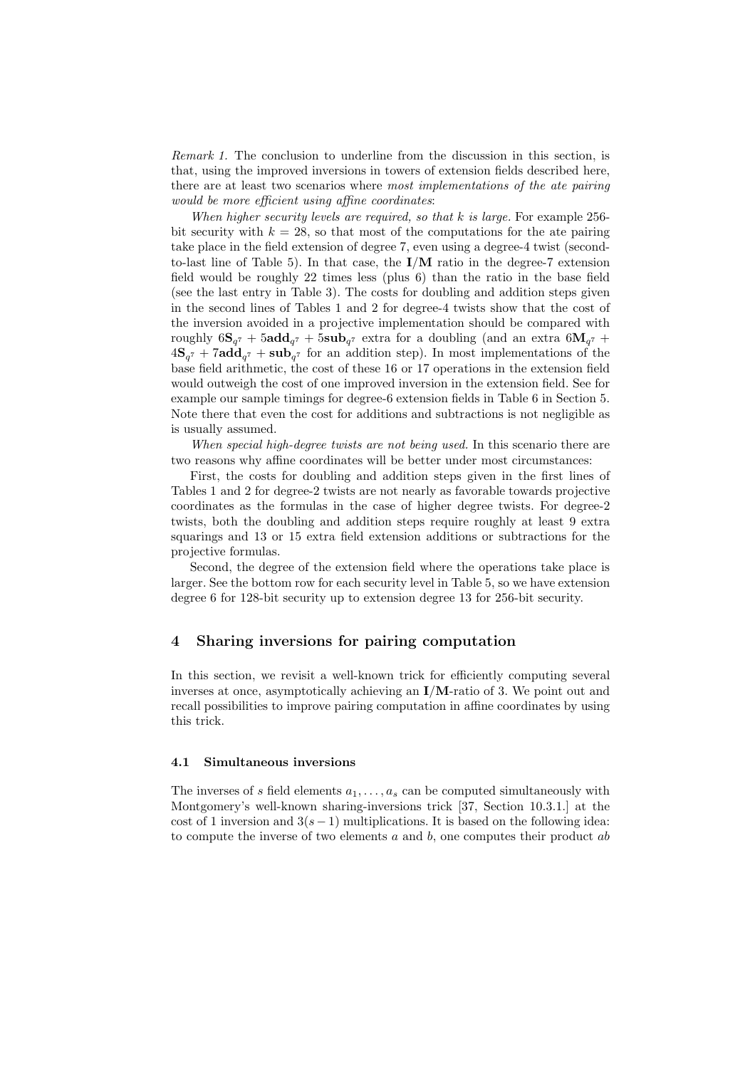*Remark 1.* The conclusion to underline from the discussion in this section, is that, using the improved inversions in towers of extension fields described here, there are at least two scenarios where *most implementations of the ate pairing would be more efficient using affine coordinates*:

*When higher security levels are required, so that k is large.* For example 256-bit security with $k = 28$, so that most of the computations for the ate pairing take place in the field extension of degree 7, even using a degree-4 twist (second-to-last line of Table 5). In that case, the $\mathbf{I}/\mathbf{M}$ ratio in the degree-7 extension field would be roughly 22 times less (plus 6) than the ratio in the base field (see the last entry in Table 3). The costs for doubling and addition steps given in the second lines of Tables 1 and 2 for degree-4 twists show that the cost of the inversion avoided in a projective implementation should be compared with roughly $6\mathbf{S}_{q^7} + 5\mathbf{add}_{q^7} + 5\mathbf{sub}_{q^7}$ extra for a doubling (and an extra $6\mathbf{M}_{q^7} + 4\mathbf{S}_{q^7} + 7\mathbf{add}_{q^7} + \mathbf{sub}_{q^7}$ for an addition step). In most implementations of the base field arithmetic, the cost of these 16 or 17 operations in the extension field would outweigh the cost of one improved inversion in the extension field. See for example our sample timings for degree-6 extension fields in Table 6 in Section 5. Note there that even the cost for additions and subtractions is not negligible as is usually assumed.

*When special high-degree twists are not being used.* In this scenario there are two reasons why affine coordinates will be better under most circumstances:

First, the costs for doubling and addition steps given in the first lines of Tables 1 and 2 for degree-2 twists are not nearly as favorable towards projective coordinates as the formulas in the case of higher degree twists. For degree-2 twists, both the doubling and addition steps require roughly at least 9 extra squarings and 13 or 15 extra field extension additions or subtractions for the projective formulas.

Second, the degree of the extension field where the operations take place is larger. See the bottom row for each security level in Table 5, so we have extension degree 6 for 128-bit security up to extension degree 13 for 256-bit security.

## 4 Sharing inversions for pairing computation

In this section, we revisit a well-known trick for efficiently computing several inverses at once, asymptotically achieving an $\mathbf{I}/\mathbf{M}$-ratio of 3. We point out and recall possibilities to improve pairing computation in affine coordinates by using this trick.

### 4.1 Simultaneous inversions

The inverses of $s$ field elements $a_1, \ldots, a_s$ can be computed simultaneously with Montgomery's well-known sharing-inversions trick [37, Section 10.3.1.] at the cost of 1 inversion and $3(s-1)$ multiplications. It is based on the following idea: to compute the inverse of two elements $a$ and $b$, one computes their product $ab$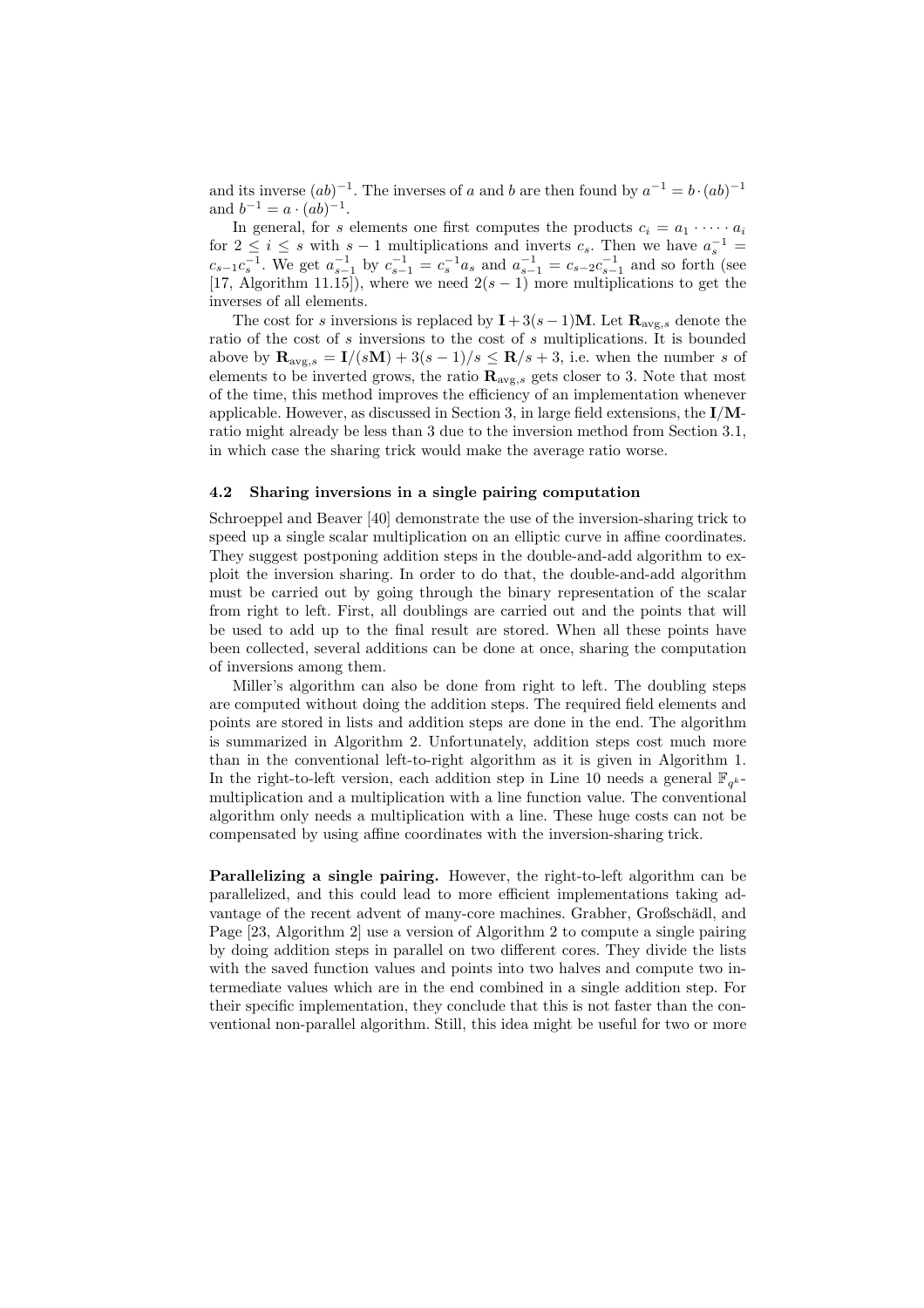and its inverse $(ab)^{-1}$. The inverses of $a$ and $b$ are then found by $a^{-1} = b \cdot (ab)^{-1}$ and $b^{-1} = a \cdot (ab)^{-1}$.

In general, for $s$ elements one first computes the products $c_i = a_1 \cdot \cdots \cdot a_i$ for $2 \leq i \leq s$ with $s-1$ multiplications and inverts $c_s$. Then we have $a_s^{-1} = c_{s-1}c_s^{-1}$. We get $a_{s-1}^{-1}$ by $c_{s-1}^{-1} = c_s^{-1}a_s$ and $a_{s-1}^{-1} = c_{s-2}c_{s-1}^{-1}$ and so forth (see [17, Algorithm 11.15]), where we need $2(s-1)$ more multiplications to get the inverses of all elements.

The cost for $s$ inversions is replaced by $\mathbf{I} + 3(s-1)\mathbf{M}$. Let $\mathbf{R}_{\text{avg},s}$ denote the ratio of the cost of $s$ inversions to the cost of $s$ multiplications. It is bounded above by $\mathbf{R}_{\text{avg},s} = \mathbf{I}/(s\mathbf{M}) + 3(s-1)/s \leq \mathbf{R}/s + 3$, i.e. when the number $s$ of elements to be inverted grows, the ratio $\mathbf{R}_{\text{avg},s}$ gets closer to 3. Note that most of the time, this method improves the efficiency of an implementation whenever applicable. However, as discussed in Section 3, in large field extensions, the $\mathbf{I}/\mathbf{M}$-ratio might already be less than 3 due to the inversion method from Section 3.1, in which case the sharing trick would make the average ratio worse.

### 4.2 Sharing inversions in a single pairing computation

Schroeppel and Beaver [40] demonstrate the use of the inversion-sharing trick to speed up a single scalar multiplication on an elliptic curve in affine coordinates. They suggest postponing addition steps in the double-and-add algorithm to exploit the inversion sharing. In order to do that, the double-and-add algorithm must be carried out by going through the binary representation of the scalar from right to left. First, all doublings are carried out and the points that will be used to add up to the final result are stored. When all these points have been collected, several additions can be done at once, sharing the computation of inversions among them.

Miller's algorithm can also be done from right to left. The doubling steps are computed without doing the addition steps. The required field elements and points are stored in lists and addition steps are done in the end. The algorithm is summarized in Algorithm 2. Unfortunately, addition steps cost much more than in the conventional left-to-right algorithm as it is given in Algorithm 1. In the right-to-left version, each addition step in Line 10 needs a general $\mathbb{F}_{q^k}$-multiplication and a multiplication with a line function value. The conventional algorithm only needs a multiplication with a line. These huge costs can not be compensated by using affine coordinates with the inversion-sharing trick.

**Parallelizing a single pairing.** However, the right-to-left algorithm can be parallelized, and this could lead to more efficient implementations taking advantage of the recent advent of many-core machines. Grabher, Großschädl, and Page [23, Algorithm 2] use a version of Algorithm 2 to compute a single pairing by doing addition steps in parallel on two different cores. They divide the lists with the saved function values and points into two halves and compute two intermediate values which are in the end combined in a single addition step. For their specific implementation, they conclude that this is not faster than the conventional non-parallel algorithm. Still, this idea might be useful for two or more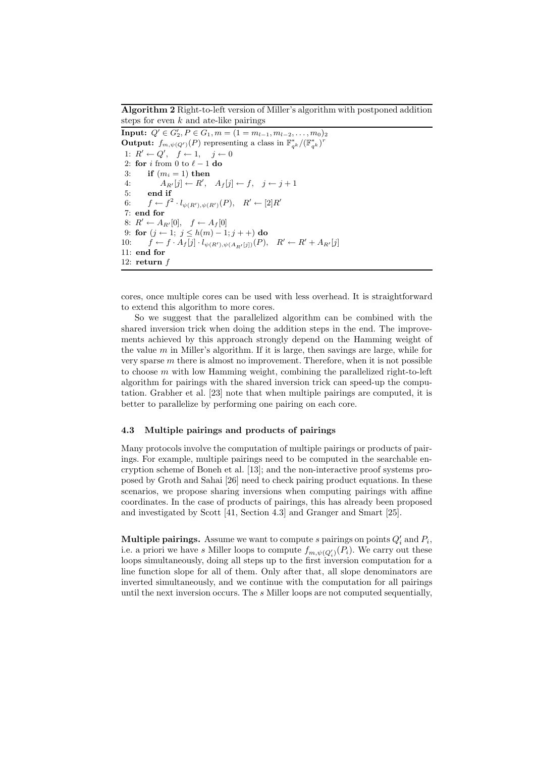**Algorithm 2** Right-to-left version of Miller's algorithm with postponed addition steps for even $k$ and ate-like pairings

**Input:** $Q' \in G_2', P \in G_1, m = (1 = m_{l-1}, m_{l-2}, \ldots, m_0)_2$
**Output:** $f_{m,\psi(Q')}(P)$ representing a class in $\mathbb{F}_{q^k}^*/(\mathbb{F}_{q^k}^*)^r$

```
1: R' ← Q',  f ← 1,  j ← 0
2: for i from 0 to ℓ − 1 do
3:     if (m_i = 1) then
4:         A_{R'}[j] ← R',  A_f[j] ← f,  j ← j + 1
5:     end if
6:     f ← f^2 · l_{ψ(R'),ψ(R')}(P),  R' ← [2]R'
7: end for
8: R' ← A_{R'}[0],  f ← A_f[0]
9: for (j ← 1; j ≤ h(m) − 1; j++) do
10:    f ← f · A_f[j] · l_{ψ(R'),ψ(A_{R'}[j])}(P),  R' ← R' + A_{R'}[j]
11: end for
12: return f
```

cores, once multiple cores can be used with less overhead. It is straightforward to extend this algorithm to more cores.

So we suggest that the parallelized algorithm can be combined with the shared inversion trick when doing the addition steps in the end. The improvements achieved by this approach strongly depend on the Hamming weight of the value $m$ in Miller's algorithm. If it is large, then savings are large, while for very sparse $m$ there is almost no improvement. Therefore, when it is not possible to choose $m$ with low Hamming weight, combining the parallelized right-to-left algorithm for pairings with the shared inversion trick can speed-up the computation. Grabher et al. [23] note that when multiple pairings are computed, it is better to parallelize by performing one pairing on each core.

### 4.3 Multiple pairings and products of pairings

Many protocols involve the computation of multiple pairings or products of pairings. For example, multiple pairings need to be computed in the searchable encryption scheme of Boneh et al. [13]; and the non-interactive proof systems proposed by Groth and Sahai [26] need to check pairing product equations. In these scenarios, we propose sharing inversions when computing pairings with affine coordinates. In the case of products of pairings, this has already been proposed and investigated by Scott [41, Section 4.3] and Granger and Smart [25].

**Multiple pairings.** Assume we want to compute $s$ pairings on points $Q_i'$ and $P_i$, i.e. a priori we have $s$ Miller loops to compute $f_{m,\psi(Q_i')}(P_i)$. We carry out these loops simultaneously, doing all steps up to the first inversion computation for a line function slope for all of them. Only after that, all slope denominators are inverted simultaneously, and we continue with the computation for all pairings until the next inversion occurs. The $s$ Miller loops are not computed sequentially,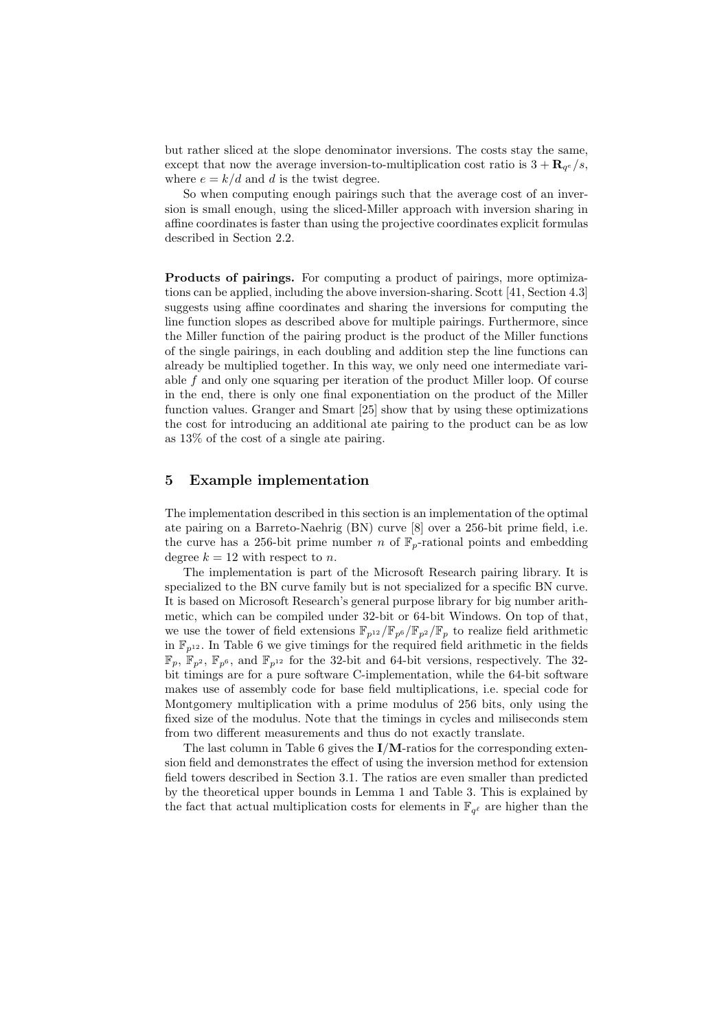but rather sliced at the slope denominator inversions. The costs stay the same, except that now the average inversion-to-multiplication cost ratio is $3 + \mathbf{R}_{q^e}/s$, where $e = k/d$ and $d$ is the twist degree.

So when computing enough pairings such that the average cost of an inversion is small enough, using the sliced-Miller approach with inversion sharing in affine coordinates is faster than using the projective coordinates explicit formulas described in Section 2.2.

**Products of pairings.** For computing a product of pairings, more optimizations can be applied, including the above inversion-sharing. Scott [41, Section 4.3] suggests using affine coordinates and sharing the inversions for computing the line function slopes as described above for multiple pairings. Furthermore, since the Miller function of the pairing product is the product of the Miller functions of the single pairings, in each doubling and addition step the line functions can already be multiplied together. In this way, we only need one intermediate variable $f$ and only one squaring per iteration of the product Miller loop. Of course in the end, there is only one final exponentiation on the product of the Miller function values. Granger and Smart [25] show that by using these optimizations the cost for introducing an additional ate pairing to the product can be as low as 13% of the cost of a single ate pairing.

## 5 Example implementation

The implementation described in this section is an implementation of the optimal ate pairing on a Barreto-Naehrig (BN) curve [8] over a 256-bit prime field, i.e. the curve has a 256-bit prime number $n$ of $\mathbb{F}_p$-rational points and embedding degree $k = 12$ with respect to $n$.

The implementation is part of the Microsoft Research pairing library. It is specialized to the BN curve family but is not specialized for a specific BN curve. It is based on Microsoft Research's general purpose library for big number arithmetic, which can be compiled under 32-bit or 64-bit Windows. On top of that, we use the tower of field extensions $\mathbb{F}_{p^{12}}/\mathbb{F}_{p^6}/\mathbb{F}_{p^2}/\mathbb{F}_p$ to realize field arithmetic in $\mathbb{F}_{p^{12}}$. In Table 6 we give timings for the required field arithmetic in the fields $\mathbb{F}_p$, $\mathbb{F}_{p^2}$, $\mathbb{F}_{p^6}$, and $\mathbb{F}_{p^{12}}$ for the 32-bit and 64-bit versions, respectively. The 32-bit timings are for a pure software C-implementation, while the 64-bit software makes use of assembly code for base field multiplications, i.e. special code for Montgomery multiplication with a prime modulus of 256 bits, only using the fixed size of the modulus. Note that the timings in cycles and miliseconds stem from two different measurements and thus do not exactly translate.

The last column in Table 6 gives the $\mathbf{I}/\mathbf{M}$-ratios for the corresponding extension field and demonstrates the effect of using the inversion method for extension field towers described in Section 3.1. The ratios are even smaller than predicted by the theoretical upper bounds in Lemma 1 and Table 3. This is explained by the fact that actual multiplication costs for elements in $\mathbb{F}_{q^\ell}$ are higher than the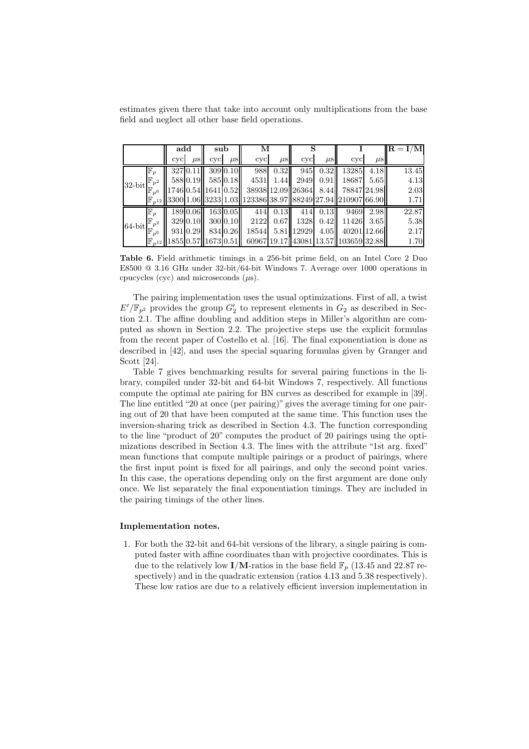estimates given there that take into account only multiplications from the base field and neglect all other base field operations.

| | | **add** | | **sub** | | **M** | | **S** | | **I** | | $\mathbf{R = I/M}$ |
|---|---|---|---|---|---|---|---|---|---|---|---|---|
| | | cyc | $\mu$s | cyc | $\mu$s | cyc | $\mu$s | cyc | $\mu$s | cyc | $\mu$s | |
| 32-bit | $\mathbb{F}_p$ | 327 | 0.11 | 309 | 0.10 | 988 | 0.32 | 945 | 0.32 | 13285 | 4.18 | 13.45 |
| | $\mathbb{F}_{p^2}$ | 588 | 0.19 | 585 | 0.18 | 4531 | 1.44 | 2949 | 0.91 | 18687 | 5.65 | 4.13 |
| | $\mathbb{F}_{p^6}$ | 1746 | 0.54 | 1641 | 0.52 | 38938 | 12.09 | 26364 | 8.44 | 78847 | 24.98 | 2.03 |
| | $\mathbb{F}_{p^{12}}$ | 3300 | 1.06 | 3233 | 1.03 | 123386 | 38.97 | 88249 | 27.94 | 210907 | 66.90 | 1.71 |
| 64-bit | $\mathbb{F}_p$ | 189 | 0.06 | 163 | 0.05 | 414 | 0.13 | 414 | 0.13 | 9469 | 2.98 | 22.87 |
| | $\mathbb{F}_{p^2}$ | 329 | 0.10 | 300 | 0.10 | 2122 | 0.67 | 1328 | 0.42 | 11426 | 3.65 | 5.38 |
| | $\mathbb{F}_{p^6}$ | 931 | 0.29 | 834 | 0.26 | 18544 | 5.81 | 12929 | 4.05 | 40201 | 12.66 | 2.17 |
| | $\mathbb{F}_{p^{12}}$ | 1855 | 0.57 | 1673 | 0.51 | 60967 | 19.17 | 43081 | 13.57 | 103659 | 32.88 | 1.70 |

**Table 6.** Field arithmetic timings in a 256-bit prime field, on an Intel Core 2 Duo E8500 @ 3.16 GHz under 32-bit/64-bit Windows 7. Average over 1000 operations in cpucycles (cyc) and microseconds ($\mu$s).

The pairing implementation uses the usual optimizations. First of all, a twist $E'/\mathbb{F}_{p^2}$ provides the group $G_2'$ to represent elements in $G_2$ as described in Section 2.1. The affine doubling and addition steps in Miller's algorithm are computed as shown in Section 2.2. The projective steps use the explicit formulas from the recent paper of Costello et al. [16]. The final exponentiation is done as described in [42], and uses the special squaring formulas given by Granger and Scott [24].

Table 7 gives benchmarking results for several pairing functions in the library, compiled under 32-bit and 64-bit Windows 7, respectively. All functions compute the optimal ate pairing for BN curves as described for example in [39]. The line entitled "20 at once (per pairing)" gives the average timing for one pairing out of 20 that have been computed at the same time. This function uses the inversion-sharing trick as described in Section 4.3. The function corresponding to the line "product of 20" computes the product of 20 pairings using the optimizations described in Section 4.3. The lines with the attribute "1st arg. fixed" mean functions that compute multiple pairings or a product of pairings, where the first input point is fixed for all pairings, and only the second point varies. In this case, the operations depending only on the first argument are done only once. We list separately the final exponentiation timings. They are included in the pairing timings of the other lines.

#### Implementation notes.

1. For both the 32-bit and 64-bit versions of the library, a single pairing is computed faster with affine coordinates than with projective coordinates. This is due to the relatively low **I**/**M**-ratios in the base field $\mathbb{F}_p$ (13.45 and 22.87 respectively) and in the quadratic extension (ratios 4.13 and 5.38 respectively). These low ratios are due to a relatively efficient inversion implementation in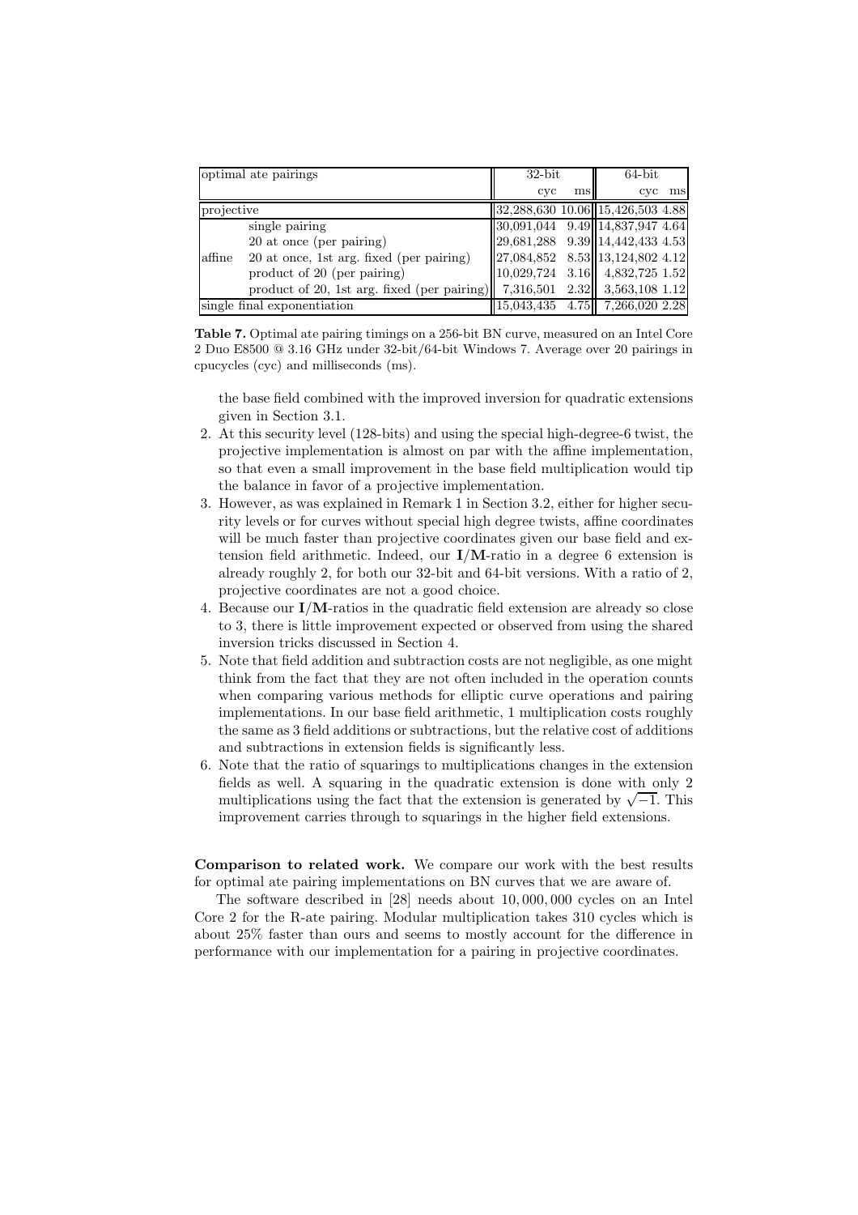| optimal ate pairings | | 32-bit | | 64-bit | |
|---|---|---|---|---|---|
| | | cyc | ms | cyc | ms |
| projective | | 32,288,630 | 10.06 | 15,426,503 | 4.88 |
| affine | single pairing | 30,091,044 | 9.49 | 14,837,947 | 4.64 |
| | 20 at once (per pairing) | 29,681,288 | 9.39 | 14,442,433 | 4.53 |
| | 20 at once, 1st arg. fixed (per pairing) | 27,084,852 | 8.53 | 13,124,802 | 4.12 |
| | product of 20 (per pairing) | 10,029,724 | 3.16 | 4,832,725 | 1.52 |
| | product of 20, 1st arg. fixed (per pairing) | 7,316,501 | 2.32 | 3,563,108 | 1.12 |
| single final exponentiation | | 15,043,435 | 4.75 | 7,266,020 | 2.28 |

**Table 7.** Optimal ate pairing timings on a 256-bit BN curve, measured on an Intel Core 2 Duo E8500 @ 3.16 GHz under 32-bit/64-bit Windows 7. Average over 20 pairings in cpucycles (cyc) and milliseconds (ms).

the base field combined with the improved inversion for quadratic extensions given in Section 3.1.

2. At this security level (128-bits) and using the special high-degree-6 twist, the projective implementation is almost on par with the affine implementation, so that even a small improvement in the base field multiplication would tip the balance in favor of a projective implementation.
3. However, as was explained in Remark 1 in Section 3.2, either for higher security levels or for curves without special high degree twists, affine coordinates will be much faster than projective coordinates given our base field and extension field arithmetic. Indeed, our **I**/**M**-ratio in a degree 6 extension is already roughly 2, for both our 32-bit and 64-bit versions. With a ratio of 2, projective coordinates are not a good choice.
4. Because our **I**/**M**-ratios in the quadratic field extension are already so close to 3, there is little improvement expected or observed from using the shared inversion tricks discussed in Section 4.
5. Note that field addition and subtraction costs are not negligible, as one might think from the fact that they are not often included in the operation counts when comparing various methods for elliptic curve operations and pairing implementations. In our base field arithmetic, 1 multiplication costs roughly the same as 3 field additions or subtractions, but the relative cost of additions and subtractions in extension fields is significantly less.
6. Note that the ratio of squarings to multiplications changes in the extension fields as well. A squaring in the quadratic extension is done with only 2 multiplications using the fact that the extension is generated by $\sqrt{-1}$. This improvement carries through to squarings in the higher field extensions.

**Comparison to related work.** We compare our work with the best results for optimal ate pairing implementations on BN curves that we are aware of.

The software described in [28] needs about $10,000,000$ cycles on an Intel Core 2 for the R-ate pairing. Modular multiplication takes 310 cycles which is about 25% faster than ours and seems to mostly account for the difference in performance with our implementation for a pairing in projective coordinates.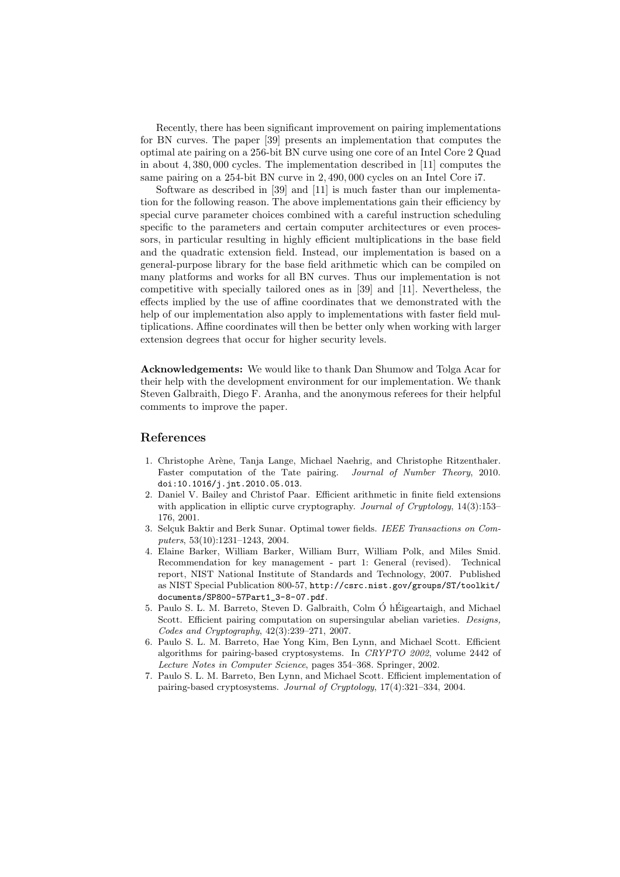Recently, there has been significant improvement on pairing implementations for BN curves. The paper [39] presents an implementation that computes the optimal ate pairing on a 256-bit BN curve using one core of an Intel Core 2 Quad in about $4,380,000$ cycles. The implementation described in [11] computes the same pairing on a 254-bit BN curve in $2,490,000$ cycles on an Intel Core i7.

Software as described in [39] and [11] is much faster than our implementation for the following reason. The above implementations gain their efficiency by special curve parameter choices combined with a careful instruction scheduling specific to the parameters and certain computer architectures or even processors, in particular resulting in highly efficient multiplications in the base field and the quadratic extension field. Instead, our implementation is based on a general-purpose library for the base field arithmetic which can be compiled on many platforms and works for all BN curves. Thus our implementation is not competitive with specially tailored ones as in [39] and [11]. Nevertheless, the effects implied by the use of affine coordinates that we demonstrated with the help of our implementation also apply to implementations with faster field multiplications. Affine coordinates will then be better only when working with larger extension degrees that occur for higher security levels.

**Acknowledgements:** We would like to thank Dan Shumow and Tolga Acar for their help with the development environment for our implementation. We thank Steven Galbraith, Diego F. Aranha, and the anonymous referees for their helpful comments to improve the paper.

## References

1. Christophe Arène, Tanja Lange, Michael Naehrig, and Christophe Ritzenthaler. Faster computation of the Tate pairing. *Journal of Number Theory*, 2010. doi:10.1016/j.jnt.2010.05.013.
2. Daniel V. Bailey and Christof Paar. Efficient arithmetic in finite field extensions with application in elliptic curve cryptography. *Journal of Cryptology*, 14(3):153–176, 2001.
3. Selçuk Baktir and Berk Sunar. Optimal tower fields. *IEEE Transactions on Computers*, 53(10):1231–1243, 2004.
4. Elaine Barker, William Barker, William Burr, William Polk, and Miles Smid. Recommendation for key management - part 1: General (revised). Technical report, NIST National Institute of Standards and Technology, 2007. Published as NIST Special Publication 800-57, http://csrc.nist.gov/groups/ST/toolkit/documents/SP800-57Part1_3-8-07.pdf.
5. Paulo S. L. M. Barreto, Steven D. Galbraith, Colm Ó hÉigeartaigh, and Michael Scott. Efficient pairing computation on supersingular abelian varieties. *Designs, Codes and Cryptography*, 42(3):239–271, 2007.
6. Paulo S. L. M. Barreto, Hae Yong Kim, Ben Lynn, and Michael Scott. Efficient algorithms for pairing-based cryptosystems. In *CRYPTO 2002*, volume 2442 of *Lecture Notes in Computer Science*, pages 354–368. Springer, 2002.
7. Paulo S. L. M. Barreto, Ben Lynn, and Michael Scott. Efficient implementation of pairing-based cryptosystems. *Journal of Cryptology*, 17(4):321–334, 2004.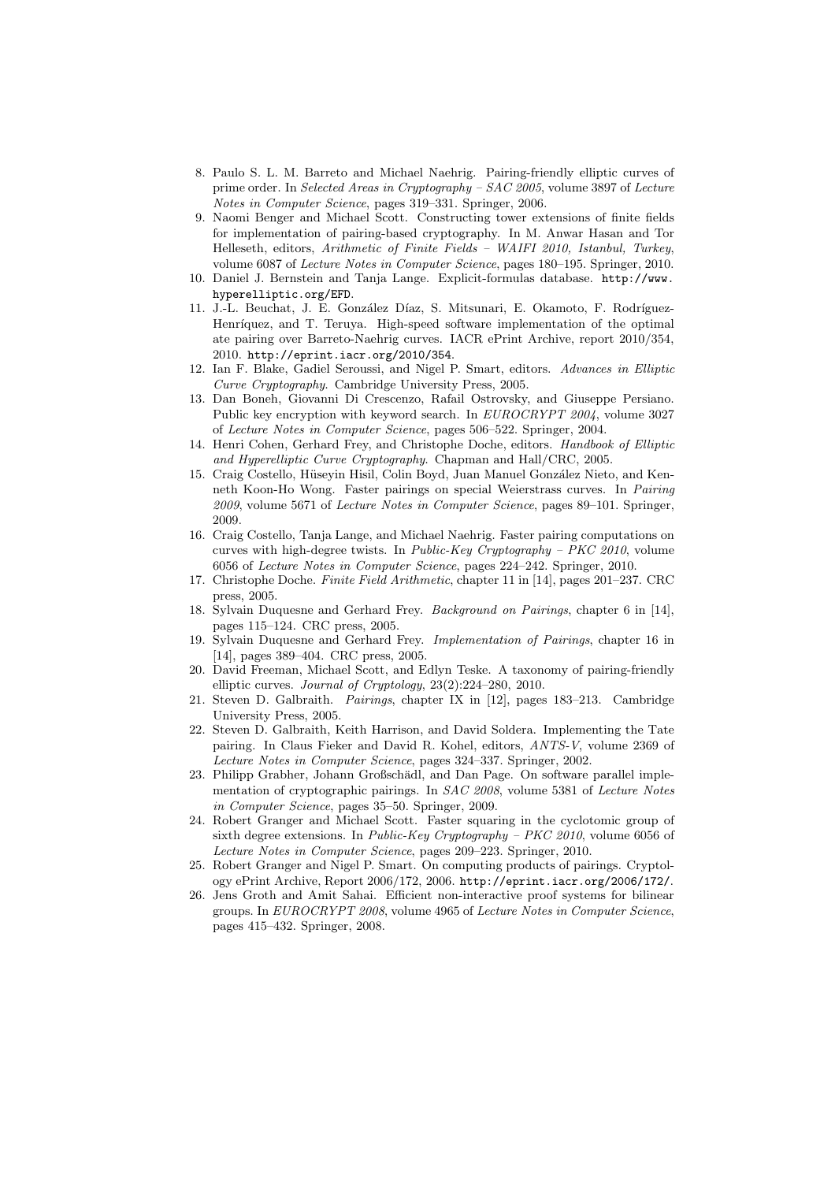8. Paulo S. L. M. Barreto and Michael Naehrig. Pairing-friendly elliptic curves of prime order. In *Selected Areas in Cryptography – SAC 2005*, volume 3897 of *Lecture Notes in Computer Science*, pages 319–331. Springer, 2006.
9. Naomi Benger and Michael Scott. Constructing tower extensions of finite fields for implementation of pairing-based cryptography. In M. Anwar Hasan and Tor Helleseth, editors, *Arithmetic of Finite Fields – WAIFI 2010, Istanbul, Turkey*, volume 6087 of *Lecture Notes in Computer Science*, pages 180–195. Springer, 2010.
10. Daniel J. Bernstein and Tanja Lange. Explicit-formulas database. `http://www.hyperelliptic.org/EFD`.
11. J.-L. Beuchat, J. E. González Díaz, S. Mitsunari, E. Okamoto, F. Rodríguez-Henríquez, and T. Teruya. High-speed software implementation of the optimal ate pairing over Barreto-Naehrig curves. IACR ePrint Archive, report 2010/354, 2010. `http://eprint.iacr.org/2010/354`.
12. Ian F. Blake, Gadiel Seroussi, and Nigel P. Smart, editors. *Advances in Elliptic Curve Cryptography*. Cambridge University Press, 2005.
13. Dan Boneh, Giovanni Di Crescenzo, Rafail Ostrovsky, and Giuseppe Persiano. Public key encryption with keyword search. In *EUROCRYPT 2004*, volume 3027 of *Lecture Notes in Computer Science*, pages 506–522. Springer, 2004.
14. Henri Cohen, Gerhard Frey, and Christophe Doche, editors. *Handbook of Elliptic and Hyperelliptic Curve Cryptography*. Chapman and Hall/CRC, 2005.
15. Craig Costello, Hüseyin Hisil, Colin Boyd, Juan Manuel González Nieto, and Kenneth Koon-Ho Wong. Faster pairings on special Weierstrass curves. In *Pairing 2009*, volume 5671 of *Lecture Notes in Computer Science*, pages 89–101. Springer, 2009.
16. Craig Costello, Tanja Lange, and Michael Naehrig. Faster pairing computations on curves with high-degree twists. In *Public-Key Cryptography – PKC 2010*, volume 6056 of *Lecture Notes in Computer Science*, pages 224–242. Springer, 2010.
17. Christophe Doche. *Finite Field Arithmetic*, chapter 11 in [14], pages 201–237. CRC press, 2005.
18. Sylvain Duquesne and Gerhard Frey. *Background on Pairings*, chapter 6 in [14], pages 115–124. CRC press, 2005.
19. Sylvain Duquesne and Gerhard Frey. *Implementation of Pairings*, chapter 16 in [14], pages 389–404. CRC press, 2005.
20. David Freeman, Michael Scott, and Edlyn Teske. A taxonomy of pairing-friendly elliptic curves. *Journal of Cryptology*, 23(2):224–280, 2010.
21. Steven D. Galbraith. *Pairings*, chapter IX in [12], pages 183–213. Cambridge University Press, 2005.
22. Steven D. Galbraith, Keith Harrison, and David Soldera. Implementing the Tate pairing. In Claus Fieker and David R. Kohel, editors, *ANTS-V*, volume 2369 of *Lecture Notes in Computer Science*, pages 324–337. Springer, 2002.
23. Philipp Grabher, Johann Großschädl, and Dan Page. On software parallel implementation of cryptographic pairings. In *SAC 2008*, volume 5381 of *Lecture Notes in Computer Science*, pages 35–50. Springer, 2009.
24. Robert Granger and Michael Scott. Faster squaring in the cyclotomic group of sixth degree extensions. In *Public-Key Cryptography – PKC 2010*, volume 6056 of *Lecture Notes in Computer Science*, pages 209–223. Springer, 2010.
25. Robert Granger and Nigel P. Smart. On computing products of pairings. Cryptology ePrint Archive, Report 2006/172, 2006. `http://eprint.iacr.org/2006/172/`.
26. Jens Groth and Amit Sahai. Efficient non-interactive proof systems for bilinear groups. In *EUROCRYPT 2008*, volume 4965 of *Lecture Notes in Computer Science*, pages 415–432. Springer, 2008.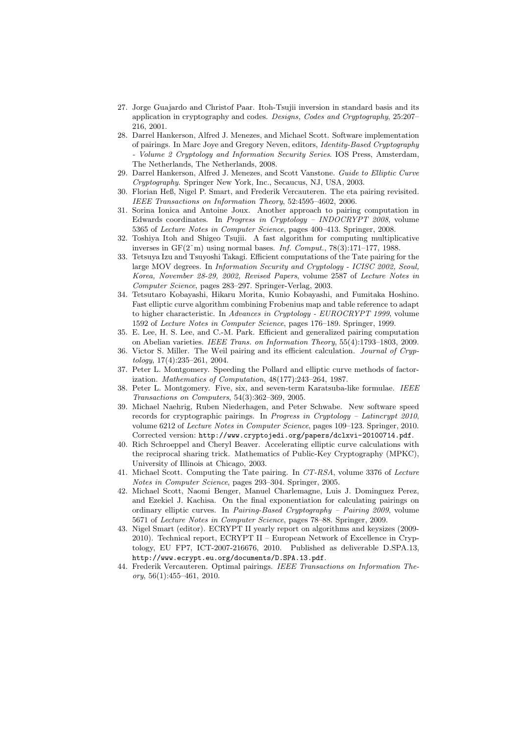27. Jorge Guajardo and Christof Paar. Itoh-Tsujii inversion in standard basis and its application in cryptography and codes. *Designs, Codes and Cryptography*, 25:207–216, 2001.
28. Darrel Hankerson, Alfred J. Menezes, and Michael Scott. Software implementation of pairings. In Marc Joye and Gregory Neven, editors, *Identity-Based Cryptography - Volume 2 Cryptology and Information Security Series*. IOS Press, Amsterdam, The Netherlands, The Netherlands, 2008.
29. Darrel Hankerson, Alfred J. Menezes, and Scott Vanstone. *Guide to Elliptic Curve Cryptography*. Springer New York, Inc., Secaucus, NJ, USA, 2003.
30. Florian Heß, Nigel P. Smart, and Frederik Vercauteren. The eta pairing revisited. *IEEE Transactions on Information Theory*, 52:4595–4602, 2006.
31. Sorina Ionica and Antoine Joux. Another approach to pairing computation in Edwards coordinates. In *Progress in Cryptology – INDOCRYPT 2008*, volume 5365 of *Lecture Notes in Computer Science*, pages 400–413. Springer, 2008.
32. Toshiya Itoh and Shigeo Tsujii. A fast algorithm for computing multiplicative inverses in GF(2^m) using normal bases. *Inf. Comput.*, 78(3):171–177, 1988.
33. Tetsuya Izu and Tsuyoshi Takagi. Efficient computations of the Tate pairing for the large MOV degrees. In *Information Security and Cryptology - ICISC 2002, Seoul, Korea, November 28-29, 2002, Revised Papers*, volume 2587 of *Lecture Notes in Computer Science*, pages 283–297. Springer-Verlag, 2003.
34. Tetsutaro Kobayashi, Hikaru Morita, Kunio Kobayashi, and Fumitaka Hoshino. Fast elliptic curve algorithm combining Frobenius map and table reference to adapt to higher characteristic. In *Advances in Cryptology - EUROCRYPT 1999*, volume 1592 of *Lecture Notes in Computer Science*, pages 176–189. Springer, 1999.
35. E. Lee, H. S. Lee, and C.-M. Park. Efficient and generalized pairing computation on Abelian varieties. *IEEE Trans. on Information Theory*, 55(4):1793–1803, 2009.
36. Victor S. Miller. The Weil pairing and its efficient calculation. *Journal of Cryptology*, 17(4):235–261, 2004.
37. Peter L. Montgomery. Speeding the Pollard and elliptic curve methods of factorization. *Mathematics of Computation*, 48(177):243–264, 1987.
38. Peter L. Montgomery. Five, six, and seven-term Karatsuba-like formulae. *IEEE Transactions on Computers*, 54(3):362–369, 2005.
39. Michael Naehrig, Ruben Niederhagen, and Peter Schwabe. New software speed records for cryptographic pairings. In *Progress in Cryptology – Latincrypt 2010*, volume 6212 of *Lecture Notes in Computer Science*, pages 109–123. Springer, 2010. Corrected version: `http://www.cryptojedi.org/papers/dclxvi-20100714.pdf`.
40. Rich Schroeppel and Cheryl Beaver. Accelerating elliptic curve calculations with the reciprocal sharing trick. Mathematics of Public-Key Cryptography (MPKC), University of Illinois at Chicago, 2003.
41. Michael Scott. Computing the Tate pairing. In *CT-RSA*, volume 3376 of *Lecture Notes in Computer Science*, pages 293–304. Springer, 2005.
42. Michael Scott, Naomi Benger, Manuel Charlemagne, Luis J. Dominguez Perez, and Ezekiel J. Kachisa. On the final exponentiation for calculating pairings on ordinary elliptic curves. In *Pairing-Based Cryptography – Pairing 2009*, volume 5671 of *Lecture Notes in Computer Science*, pages 78–88. Springer, 2009.
43. Nigel Smart (editor). ECRYPT II yearly report on algorithms and keysizes (2009-2010). Technical report, ECRYPT II – European Network of Excellence in Cryptology, EU FP7, ICT-2007-216676, 2010. Published as deliverable D.SPA.13, `http://www.ecrypt.eu.org/documents/D.SPA.13.pdf`.
44. Frederik Vercauteren. Optimal pairings. *IEEE Transactions on Information Theory*, 56(1):455–461, 2010.